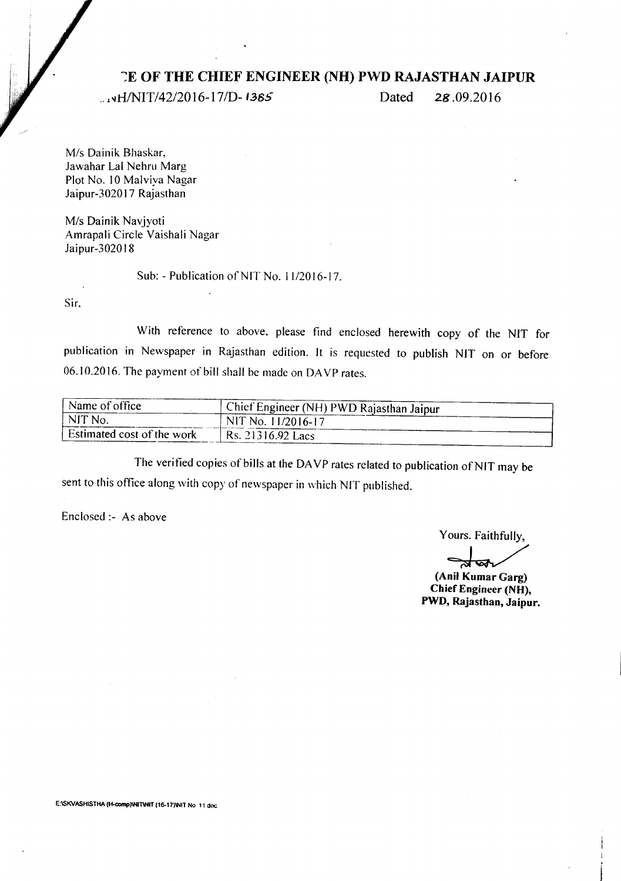# ~~E OF THE CHIEF ENGINEER (NH) PWD RAJASTHAN JAIPUR

..NH/NIT/42/2016-17/D- 1385 Dated 28.09.2016

M/s Dainik Bhaskar,
Jawahar Lal Nehru Marg
Plot No. 10 Malviya Nagar
Jaipur-302017 Rajasthan

M/s Dainik Navjyoti
Amrapali Circle Vaishali Nagar
Jaipur-302018

Sub: - Publication of NIT No. 11/2016-17.

Sir,

With reference to above, please find enclosed herewith copy of the NIT for publication in Newspaper in Rajasthan edition. It is requested to publish NIT on or before 06.10.2016. The payment of bill shall be made on DAVP rates.

| Name of office | Chief Engineer (NH) PWD Rajasthan Jaipur |
|---|---|
| NIT No. | NIT No. 11/2016-17 |
| Estimated cost of the work | Rs. 21316.92 Lacs |

The verified copies of bills at the DAVP rates related to publication of NIT may be sent to this office along with copy of newspaper in which NIT published.

Enclosed :- As above

Yours. Faithfully,

**(Anil Kumar Garg)**
**Chief Engineer (NH),**
**PWD, Rajasthan, Jaipur.**

E:\SKVASHISTHA (H-comp)\NIT\NIT (16-17)\NIT No 11.doc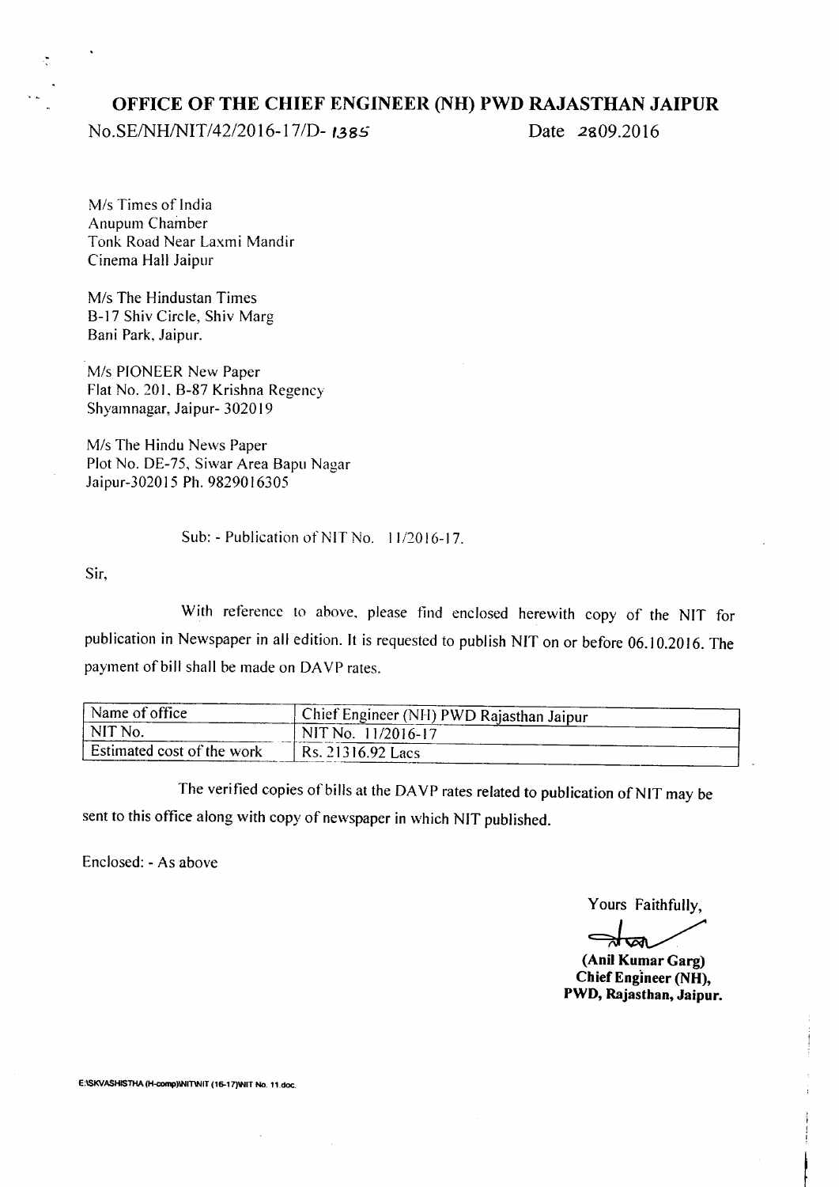# OFFICE OF THE CHIEF ENGINEER (NH) PWD RAJASTHAN JAIPUR

No.SE/NH/NIT/42/2016-17/D- 1385 Date 2809.2016

M/s Times of India
Anupum Chamber
Tonk Road Near Laxmi Mandir
Cinema Hall Jaipur

M/s The Hindustan Times
B-17 Shiv Circle, Shiv Marg
Bani Park, Jaipur.

M/s PIONEER New Paper
Flat No. 201, B-87 Krishna Regency
Shyamnagar, Jaipur- 302019

M/s The Hindu News Paper
Plot No. DE-75, Siwar Area Bapu Nagar
Jaipur-302015 Ph. 9829016305

Sub: - Publication of NIT No. 11/2016-17.

Sir,

With reference to above, please find enclosed herewith copy of the NIT for publication in Newspaper in all edition. It is requested to publish NIT on or before 06.10.2016. The payment of bill shall be made on DAVP rates.

| Name of office | Chief Engineer (NH) PWD Rajasthan Jaipur |
|---|---|
| NIT No. | NIT No. 11/2016-17 |
| Estimated cost of the work | Rs. 21316.92 Lacs |

The verified copies of bills at the DAVP rates related to publication of NIT may be sent to this office along with copy of newspaper in which NIT published.

Enclosed: - As above

Yours Faithfully,

**(Anil Kumar Garg)**
**Chief Engineer (NH),**
**PWD, Rajasthan, Jaipur.**

E:\SKVASHISTHA (H-comp)\NIT\NIT (16-17)\NIT No. 11.doc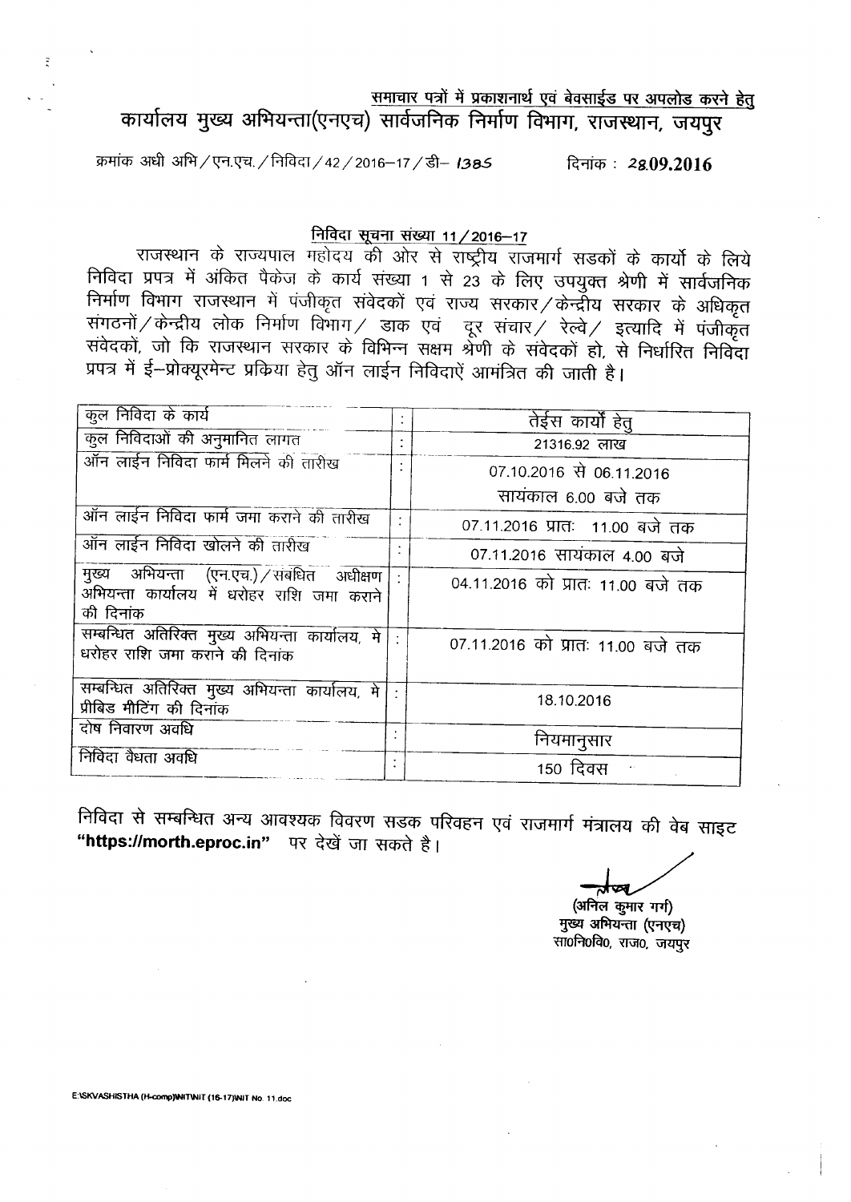<u>समाचार पत्रों में प्रकाशनार्थ एवं बेवसाईड पर अपलोड करने हेतु</u>

# कार्यालय मुख्य अभियन्ता(एनएच) सार्वजनिक निर्माण विभाग, राजस्थान, जयपुर

क्रमांक अधी अभि / एन.एच. / निविदा / 42 / 2016–17 / डी– 1385 दिनांक : 28.09.2016

## <u>निविदा सूचना संख्या 11 / 2016–17</u>

राजस्थान के राज्यपाल महोदय की ओर से राष्ट्रीय राजमार्ग सडकों के कार्यो के लिये निविदा प्रपत्र में अंकित पैकेज के कार्य संख्या 1 से 23 के लिए उपयुक्त श्रेणी में सार्वजनिक निर्माण विभाग राजस्थान में पंजीकृत संवेदकों एवं राज्य सरकार / केन्द्रीय सरकार के अधिकृत संगठनों / केन्द्रीय लोक निर्माण विभाग / डाक एवं दूर संचार / रेल्वे / इत्यादि में पंजीकृत संवेदकों, जो कि राजस्थान सरकार के विभिन्न सक्षम श्रेणी के संवेदकों हो, से निर्धारित निविदा प्रपत्र में ई–प्रोक्यूरमेन्ट प्रकिया हेतु ऑन लाईन निविदाऐं आमंत्रित की जाती है।

| | | |
|---|---|---|
| कुल निविदा के कार्य | : | तेईस कार्यों हेतु |
| कुल निविदाओं की अनुमानित लागत | : | 21316.92 लाख |
| ऑन लाईन निविदा फार्म मिलने की तारीख | : | 07.10.2016 से 06.11.2016 सायंकाल 6.00 बजे तक |
| ऑन लाईन निविदा फार्म जमा कराने की तारीख | : | 07.11.2016 प्रातः 11.00 बजे तक |
| ऑन लाईन निविदा खोलने की तारीख | : | 07.11.2016 सायंकाल 4.00 बजे |
| मुख्य अभियन्ता (एन.एच.) / संबंधित अधीक्षण अभियन्ता कार्यालय में धरोहर राशि जमा कराने की दिनांक | : | 04.11.2016 को प्रातः 11.00 बजे तक |
| सम्बन्धित अतिरिक्त मुख्य अभियन्ता कार्यालय, मे धरोहर राशि जमा कराने की दिनांक | : | 07.11.2016 को प्रातः 11.00 बजे तक |
| सम्बन्धित अतिरिक्त मुख्य अभियन्ता कार्यालय, मे प्रीबिड मीटिंग की दिनांक | : | 18.10.2016 |
| दोष निवारण अवधि | : | नियमानुसार |
| निविदा वैधता अवधि | : | 150 दिवस |

निविदा से सम्बन्धित अन्य आवश्यक विवरण सडक परिवहन एवं राजमार्ग मंत्रालय की वेब साइट **"https://morth.eproc.in"** पर देखें जा सकते है।

(अनिल कुमार गर्ग)
मुख्य अभियन्ता (एनएच)
सा0नि0वि0, राज0, जयपुर

E:\SKVASHISTHA (H-comp)\NIT\NIT (16-17)\NIT No. 11.doc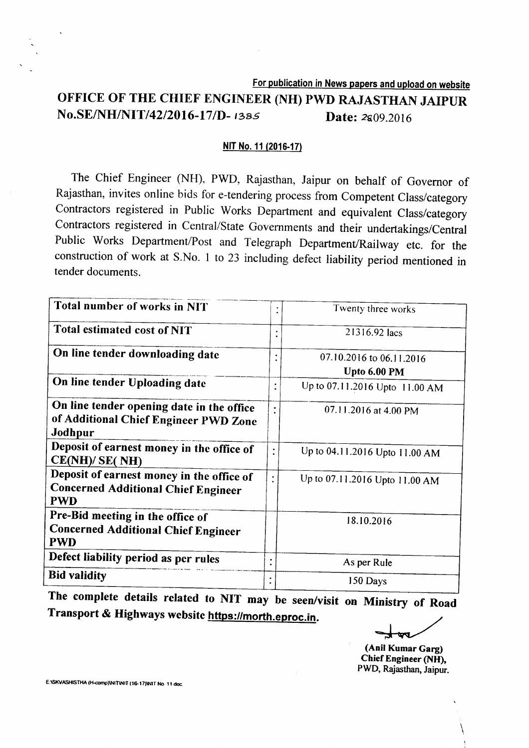**For publication in News papers and upload on website**

# OFFICE OF THE CHIEF ENGINEER (NH) PWD RAJASTHAN JAIPUR

**No.SE/NH/NIT/42/2016-17/D- 1385** **Date: 28.09.2016**

**NIT No. 11 (2016-17)**

The Chief Engineer (NH), PWD, Rajasthan, Jaipur on behalf of Governor of Rajasthan, invites online bids for e-tendering process from Competent Class/category Contractors registered in Public Works Department and equivalent Class/category Contractors registered in Central/State Governments and their undertakings/Central Public Works Department/Post and Telegraph Department/Railway etc. for the construction of work at S.No. 1 to 23 including defect liability period mentioned in tender documents.

| | | |
|---|---|---|
| **Total number of works in NIT** | : | Twenty three works |
| **Total estimated cost of NIT** | : | 21316.92 lacs |
| **On line tender downloading date** | : | 07.10.2016 to 06.11.2016 **Upto 6.00 PM** |
| **On line tender Uploading date** | : | Up to 07.11.2016 Upto 11.00 AM |
| **On line tender opening date in the office of Additional Chief Engineer PWD Zone Jodhpur** | : | 07.11.2016 at 4.00 PM |
| **Deposit of earnest money in the office of CE(NH)/ SE( NH)** | : | Up to 04.11.2016 Upto 11.00 AM |
| **Deposit of earnest money in the office of Concerned Additional Chief Engineer PWD** | : | Up to 07.11.2016 Upto 11.00 AM |
| **Pre-Bid meeting in the office of Concerned Additional Chief Engineer PWD** | | 18.10.2016 |
| **Defect liability period as per rules** | : | As per Rule |
| **Bid validity** | : | 150 Days |

**The complete details related to NIT may be seen/visit on Ministry of Road Transport & Highways website https://morth.eproc.in.**

**(Anil Kumar Garg)**
**Chief Engineer (NH),**
PWD, Rajasthan, Jaipur.

E:\SKVASHISTHA (H-comp)\NIT\NIT (16-17)\NIT No 11.doc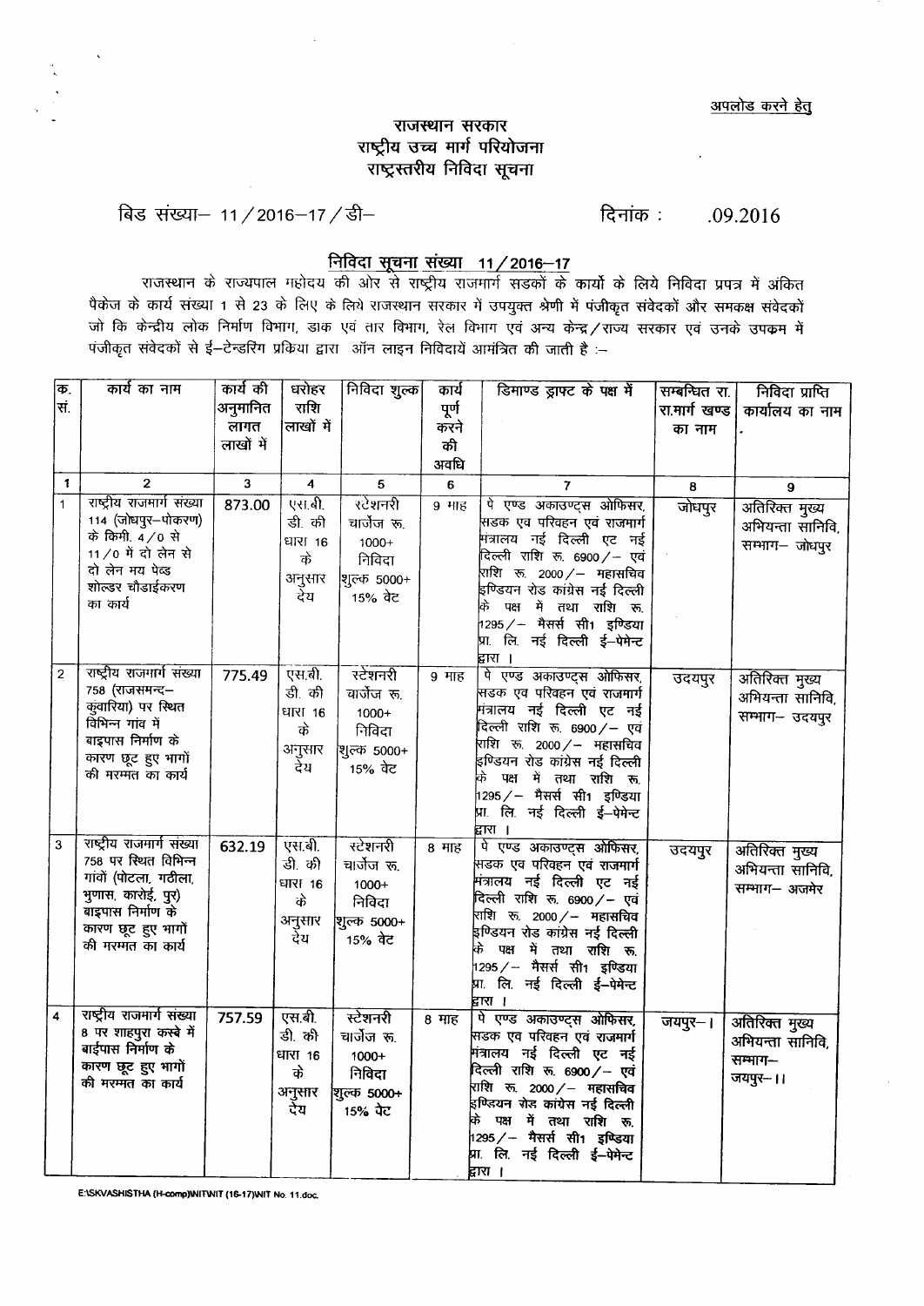अपलोड करने हेतु

# राजस्थान सरकार
# राष्ट्रीय उच्च मार्ग परियोजना
## राष्ट्रस्तरीय निविदा सूचना

बिड संख्या– 11/2016–17/डी– दिनांक : .09.2016

### निविदा सूचना संख्या 11/2016–17

राजस्थान के राज्यपाल महोदय की ओर से राष्ट्रीय राजमार्ग सडकों के कार्यो के लिये निविदा प्रपत्र में अंकित पैकेज के कार्य संख्या 1 से 23 के लिए के लिये राजस्थान सरकार में उपयुक्त श्रेणी में पंजीकृत संवेदकों और समकक्ष संवेदकों जो कि केन्द्रीय लोक निर्माण विभाग, डाक एवं तार विभाग, रेल विभाग एवं अन्य केन्द्र/राज्य सरकार एवं उनके उपक्रम में पंजीकृत संवेदकों से ई–टेन्डरिंग प्रकिया द्वारा ऑन लाइन निविदायें आमंत्रित की जाती है :–

| क. सं. | कार्य का नाम | कार्य की अनुमानित लागत लाखों में | धरोहर राशि लाखों में | निविदा शुल्क | कार्य पूर्ण करने की अवधि | डिमाण्ड ड्राफ्ट के पक्ष में | सम्बन्धित रा. रा.मार्ग खण्ड का नाम | निविदा प्राप्ति कार्यालय का नाम |
|---|---|---|---|---|---|---|---|---|
| 1 | 2 | 3 | 4 | 5 | 6 | 7 | 8 | 9 |
| 1 | राष्ट्रीय राजमार्ग संख्या 114 (जोधपुर–पोकरण) के किमी. 4/0 से 11/0 में दो लेन से दो लेन मय पेव्ड शोल्डर चौडाईकरण का कार्य | 873.00 | एस.बी. डी. की धारा 16 के अनुसार देय | स्टेशनरी चार्जेज रू. 1000+ निविदा शुल्क 5000+ 15% वेट | 9 माह | पे एण्ड अकाउण्ट्स ओफिसर, सडक एव परिवहन एवं राजमार्ग मंत्रालय नई दिल्ली एट नई दिल्ली राशि रू. 6900/– एवं राशि रू. 2000/– महासचिव इण्डियन रोड कांग्रेस नई दिल्ली के पक्ष में तथा राशि रू. 1295/– मैसर्स सी1 इण्डिया प्रा. लि. नई दिल्ली ई–पेमेन्ट द्वारा। | जोधपुर | अतिरिक्त मुख्य अभियन्ता सानिवि, सम्भाग– जोधपुर |
| 2 | राष्ट्रीय राजमार्ग संख्या 758 (राजसमन्द–कुंवारिया) पर स्थित विभिन्न गांव में बाइपास निर्माण के कारण छूट हुए भागों की मरम्मत का कार्य | 775.49 | एस.बी. डी. की धारा 16 के अनुसार देय | स्टेशनरी चार्जेज रू. 1000+ निविदा शुल्क 5000+ 15% वेट | 9 माह | पे एण्ड अकाउण्ट्स ओफिसर, सडक एव परिवहन एवं राजमार्ग मंत्रालय नई दिल्ली एट नई दिल्ली राशि रू. 6900/– एवं राशि रू. 2000/– महासचिव इण्डियन रोड कांग्रेस नई दिल्ली के पक्ष में तथा राशि रू. 1295/– मैसर्स सी1 इण्डिया प्रा. लि. नई दिल्ली ई–पेमेन्ट द्वारा। | उदयपुर | अतिरिक्त मुख्य अभियन्ता सानिवि, सम्भाग– उदयपुर |
| 3 | राष्ट्रीय राजमार्ग संख्या 758 पर स्थित विभिन्न गांवों (पोटला, गठीला, भुणास, कारोई, पुर) बाइपास निर्माण के कारण छूट हुए भागों की मरम्मत का कार्य | 632.19 | एस.बी. डी. की धारा 16 के अनुसार देय | स्टेशनरी चार्जेज रू. 1000+ निविदा शुल्क 5000+ 15% वेट | 8 माह | पे एण्ड अकाउण्ट्स ओफिसर, सडक एव परिवहन एवं राजमार्ग मंत्रालय नई दिल्ली एट नई दिल्ली राशि रू. 6900/– एवं राशि रू. 2000/– महासचिव इण्डियन रोड कांग्रेस नई दिल्ली के पक्ष में तथा राशि रू. 1295/– मैसर्स सी1 इण्डिया प्रा. लि. नई दिल्ली ई–पेमेन्ट द्वारा। | उदयपुर | अतिरिक्त मुख्य अभियन्ता सानिवि, सम्भाग– अजमेर |
| 4 | राष्ट्रीय राजमार्ग संख्या 8 पर शाहपुरा कस्बे में बाईपास निर्माण के कारण छूट हुए भागों की मरम्मत का कार्य | 757.59 | एस.बी. डी. की धारा 16 के अनुसार देय | स्टेशनरी चार्जेज रू. 1000+ निविदा शुल्क 5000+ 15% वेट | 8 माह | पे एण्ड अकाउण्ट्स ओफिसर, सडक एव परिवहन एवं राजमार्ग मंत्रालय नई दिल्ली एट नई दिल्ली राशि रू. 6900/– एवं राशि रू. 2000/– महासचिव इण्डियन रोड कांग्रेस नई दिल्ली के पक्ष में तथा राशि रू. 1295/– मैसर्स सी1 इण्डिया प्रा. लि. नई दिल्ली ई–पेमेन्ट द्वारा। | जयपुर–I | अतिरिक्त मुख्य अभियन्ता सानिवि, सम्भाग– जयपुर–II |

E:\SKVASHISTHA (H-comp)\NIT\NIT (16-17)\NIT No. 11.doc.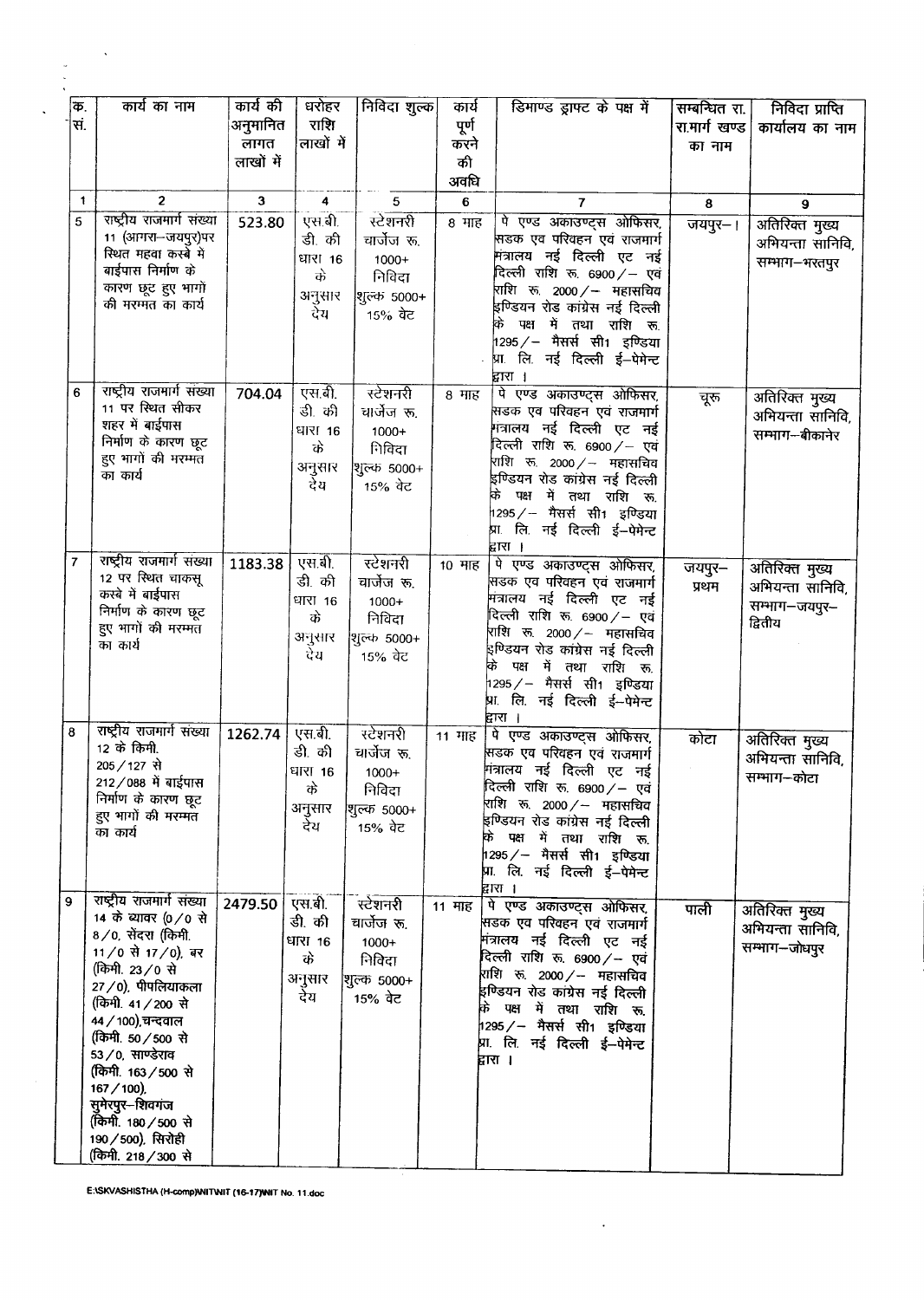| क्र. सं. | कार्य का नाम | कार्य की अनुमानित लागत लाखों में | धरोहर राशि लाखों में | निविदा शुल्क | कार्य पूर्ण करने की अवधि | डिमाण्ड ड्राफ्ट के पक्ष में | सम्बन्धित रा. रा.मार्ग खण्ड का नाम | निविदा प्राप्ति कार्यालय का नाम |
|---|---|---|---|---|---|---|---|---|
| 1 | 2 | 3 | 4 | 5 | 6 | 7 | 8 | 9 |
| 5 | राष्ट्रीय राजमार्ग संख्या 11 (आगरा–जयपुर)पर स्थित महवा कस्बे में बाईपास निर्माण के कारण छूट हुए भागो की मरम्मत का कार्य | 523.80 | एस.बी. डी. की धारा 16 के अनुसार देय | स्टेशनरी चार्जेज रू. 1000+ निविदा शुल्क 5000+ 15% वेट | 8 माह | पे एण्ड अकाउण्ट्स ओफिसर, सडक एवं परिवहन एवं राजमार्ग मंत्रालय नई दिल्ली एट नई दिल्ली राशि रू. 6900/– एवं राशि रू. 2000/– महासचिव इण्डियन रोड कांग्रेस नई दिल्ली के पक्ष में तथा राशि रू. 1295/– मैसर्स सी1 इण्डिया प्रा. लि. नई दिल्ली ई–पेमेन्ट द्वारा । | जयपुर–। | अतिरिक्त मुख्य अभियन्ता सानिवि, सम्भाग–भरतपुर |
| 6 | राष्ट्रीय राजमार्ग संख्या 11 पर स्थित सीकर शहर में बाईपास निर्माण के कारण छूट हुए भागो की मरम्मत का कार्य | 704.04 | एस.बी. डी. की धारा 16 के अनुसार देय | स्टेशनरी चार्जेज रू. 1000+ निविदा शुल्क 5000+ 15% वेट | 8 माह | पे एण्ड अकाउण्ट्स ओफिसर, सडक एवं परिवहन एवं राजमार्ग मंत्रालय नई दिल्ली एट नई दिल्ली राशि रू. 6900/– एवं राशि रू. 2000/– महासचिव इण्डियन रोड कांग्रेस नई दिल्ली के पक्ष में तथा राशि रू. 1295/– मैसर्स सी1 इण्डिया प्रा. लि. नई दिल्ली ई–पेमेन्ट द्वारा । | चूरू | अतिरिक्त मुख्य अभियन्ता सानिवि, सम्भाग–बीकानेर |
| 7 | राष्ट्रीय राजमार्ग संख्या 12 पर स्थित चाकसू कस्बे में बाईपास निर्माण के कारण छूट हुए भागो की मरम्मत का कार्य | 1183.38 | एस.बी. डी. की धारा 16 के अनुसार देय | स्टेशनरी चार्जेज रू. 1000+ निविदा शुल्क 5000+ 15% वेट | 10 माह | पे एण्ड अकाउण्ट्स ओफिसर, सडक एवं परिवहन एवं राजमार्ग मंत्रालय नई दिल्ली एट नई दिल्ली राशि रू. 6900/– एवं राशि रू. 2000/– महासचिव इण्डियन रोड कांग्रेस नई दिल्ली के पक्ष में तथा राशि रू. 1295/– मैसर्स सी1 इण्डिया प्रा. लि. नई दिल्ली ई–पेमेन्ट द्वारा । | जयपुर–प्रथम | अतिरिक्त मुख्य अभियन्ता सानिवि, सम्भाग–जयपुर–द्वितीय |
| 8 | राष्ट्रीय राजमार्ग संख्या 12 के किमी. 205/127 से 212/088 में बाईपास निर्माण के कारण छूट हुए भागो की मरम्मत का कार्य | 1262.74 | एस.बी. डी. की धारा 16 के अनुसार देय | स्टेशनरी चार्जेज रू. 1000+ निविदा शुल्क 5000+ 15% वेट | 11 माह | पे एण्ड अकाउण्ट्स ओफिसर, सडक एवं परिवहन एवं राजमार्ग मंत्रालय नई दिल्ली एट नई दिल्ली राशि रू. 6900/– एवं राशि रू. 2000/– महासचिव इण्डियन रोड कांग्रेस नई दिल्ली के पक्ष में तथा राशि रू. 1295/– मैसर्स सी1 इण्डिया प्रा. लि. नई दिल्ली ई–पेमेन्ट द्वारा । | कोटा | अतिरिक्त मुख्य अभियन्ता सानिवि, सम्भाग–कोटा |
| 9 | राष्ट्रीय राजमार्ग संख्या 14 के ब्यावर (0/0 से 8/0, सेंदरा (किमी. 11/0 से 17/0), बर (किमी. 23/0 से 27/0), पीपलियाकला (किमी. 41/200 से 44/100),चन्दवाल (किमी. 50/500 से 53/0, साण्डेराव (किमी. 163/500 से 167/100), सुमेरपुर–शिवगंज (किमी. 180/500 से 190/500), सिरोही (किमी. 218/300 से | 2479.50 | एस.बी. डी. की धारा 16 के अनुसार देय | स्टेशनरी चार्जेज रू. 1000+ निविदा शुल्क 5000+ 15% वेट | 11 माह | पे एण्ड अकाउण्ट्स ओफिसर, सडक एवं परिवहन एवं राजमार्ग मंत्रालय नई दिल्ली एट नई दिल्ली राशि रू. 6900/– एवं राशि रू. 2000/– महासचिव इण्डियन रोड कांग्रेस नई दिल्ली के पक्ष में तथा राशि रू. 1295/– मैसर्स सी1 इण्डिया प्रा. लि. नई दिल्ली ई–पेमेन्ट द्वारा । | पाली | अतिरिक्त मुख्य अभियन्ता सानिवि, सम्भाग–जोधपुर |

E:\SKVASHISTHA (H-comp)\NIT\NIT (16-17)\NIT No. 11.doc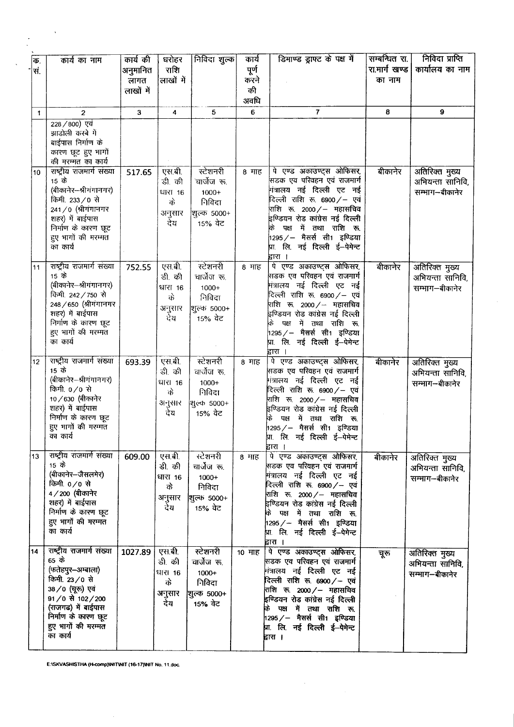| क्र. सं. | कार्य का नाम | कार्य की अनुमानित लागत लाखों में | धरोहर राशि लाखों में | निविदा शुल्क | कार्य पूर्ण करने की अवधि | डिमाण्ड ड्राफ्ट के पक्ष में | सम्बन्धित रा. रा.मार्ग खण्ड का नाम | निविदा प्राप्ति कार्यालय का नाम |
|---|---|---|---|---|---|---|---|---|
| 1 | 2 | 3 | 4 | 5 | 6 | 7 | 8 | 9 |
| | 228/800) एवं झाडोली कस्बे में बाईपास निर्माण के कारण छूट हुए भागों की मरम्मत का कार्य | | | | | | | |
| 10 | राष्ट्रीय राजमार्ग संख्या 15 के (बीकानेर–श्रीगंगानगर) किमी. 233/0 से 241/0 (श्रीगंगानगर शहर) में बाईपास निर्माण के कारण छूट हुए भागों की मरम्मत का कार्य | 517.65 | एस.बी. डी. की धारा 16 के अनुसार देय | स्टेशनरी चार्जेज रू. 1000+ निविदा शुल्क 5000+ 15% वेट | 8 माह | पे एण्ड अकाउण्ट्स ओफिसर, सडक एव परिवहन एवं राजमार्ग मंत्रालय नई दिल्ली एट नई दिल्ली राशि रू. 6900/– एवं राशि रू. 2000/– महासचिव इण्डियन रोड कांग्रेस नई दिल्ली के पक्ष में तथा राशि रू. 1295/– मैसर्स सी1 इण्डिया प्रा. लि. नई दिल्ली ई–पेमेन्ट द्वारा । | बीकानेर | अतिरिक्त मुख्य अभियन्ता सानिवि, सम्भाग–बीकानेर |
| 11 | राष्ट्रीय राजमार्ग संख्या 15 के (बीकानेर–श्रीगंगानगर) किमी. 242/750 से 248/650 (श्रीगंगानगर शहर) में बाईपास निर्माण के कारण छूट हुए भागों की मरम्मत का कार्य | 752.55 | एस.बी. डी. की धारा 16 के अनुसार देय | स्टेशनरी चार्जेज रू. 1000+ निविदा शुल्क 5000+ 15% वेट | 8 माह | पे एण्ड अकाउण्ट्स ओफिसर, सडक एव परिवहन एवं राजमार्ग मंत्रालय नई दिल्ली एट नई दिल्ली राशि रू. 6900/– एवं राशि रू. 2000/– महासचिव इण्डियन रोड कांग्रेस नई दिल्ली के पक्ष में तथा राशि रू. 1295/– मैसर्स सी1 इण्डिया प्रा. लि. नई दिल्ली ई–पेमेन्ट द्वारा । | बीकानेर | अतिरिक्त मुख्य अभियन्ता सानिवि, सम्भाग–बीकानेर |
| 12 | राष्ट्रीय राजमार्ग संख्या 15 के (बीकानेर–श्रीगंगानगर) किमी. 0/0 से 10/630 (बीकानेर शहर) में बाईपास निर्माण के कारण छूट हुए भागों की मरम्मत का कार्य | 693.39 | एस.बी. डी. की धारा 16 के अनुसार देय | स्टेशनरी चार्जेज रू. 1000+ निविदा शुल्क 5000+ 15% वेट | 8 माह | पे एण्ड अकाउण्ट्स ओफिसर, सडक एव परिवहन एवं राजमार्ग मंत्रालय नई दिल्ली एट नई दिल्ली राशि रू. 6900/– एवं राशि रू. 2000/– महासचिव इण्डियन रोड कांग्रेस नई दिल्ली के पक्ष में तथा राशि रू. 1295/– मैसर्स सी1 इण्डिया प्रा. लि. नई दिल्ली ई–पेमेन्ट द्वारा । | बीकानेर | अतिरिक्त मुख्य अभियन्ता सानिवि, सम्भाग–बीकानेर |
| 13 | राष्ट्रीय राजमार्ग संख्या 15 के (बीकानेर–जैसलमेर) किमी. 0/0 से 4/200 (बीकानेर शहर) में बाईपास निर्माण के कारण छूट हुए भागों की मरम्मत का कार्य | 609.00 | एस.बी. डी. की धारा 16 के अनुसार देय | स्टेशनरी चार्जेज रू. 1000+ निविदा शुल्क 5000+ 15% वेट | 8 माह | पे एण्ड अकाउण्ट्स ओफिसर, सडक एव परिवहन एवं राजमार्ग मंत्रालय नई दिल्ली एट नई दिल्ली राशि रू. 6900/– एवं राशि रू. 2000/– महासचिव इण्डियन रोड कांग्रेस नई दिल्ली के पक्ष में तथा राशि रू. 1295/– मैसर्स सी1 इण्डिया प्रा. लि. नई दिल्ली ई–पेमेन्ट द्वारा । | बीकानेर | अतिरिक्त मुख्य अभियन्ता सानिवि, सम्भाग–बीकानेर |
| 14 | राष्ट्रीय राजमार्ग संख्या 65 के (फतेहपुर–अम्बाला) किमी. 23/0 से 38/0 (चूरू) एवं 91/0 से 102/200 (राजगढ) में बाईपास निर्माण के कारण छूट हुए भागों की मरम्मत का कार्य | 1027.89 | एस.बी. डी. की धारा 16 के अनुसार देय | स्टेशनरी चार्जेज रू. 1000+ निविदा शुल्क 5000+ 15% वेट | 10 माह | पे एण्ड अकाउण्ट्स ओफिसर, सडक एव परिवहन एवं राजमार्ग मंत्रालय नई दिल्ली एट नई दिल्ली राशि रू. 6900/– एवं राशि रू. 2000/– महासचिव इण्डियन रोड कांग्रेस नई दिल्ली के पक्ष में तथा राशि रू. 1295/– मैसर्स सी1 इण्डिया प्रा. लि. नई दिल्ली ई–पेमेन्ट द्वारा । | चूरू | अतिरिक्त मुख्य अभियन्ता सानिवि, सम्भाग–बीकानेर |

E:\SKVASHISTHA (H-comp)\NIT\NIT (16-17)\NIT No. 11.doc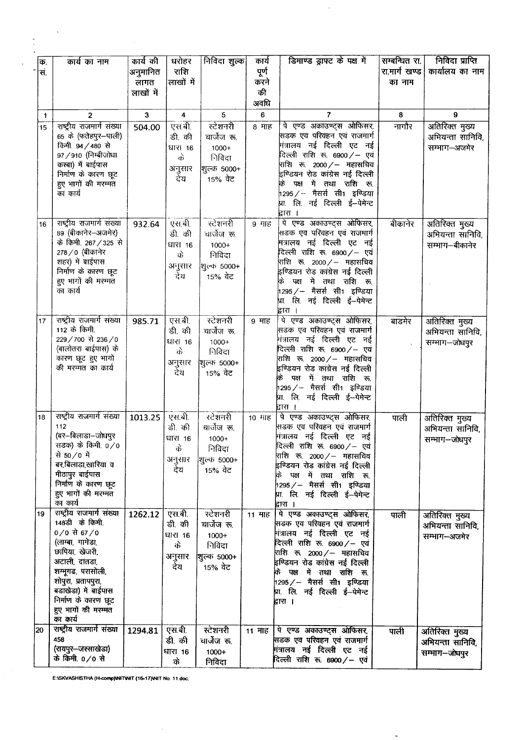| क्र. सं. | कार्य का नाम | कार्य की अनुमानित लागत लाखों में | धरोहर राशि लाखों में | निविदा शुल्क | कार्य पूर्ण करने की अवधि | डिमाण्ड ड्राफ्ट के पक्ष में | सम्बन्धित रा. रा.मार्ग खण्ड का नाम | निविदा प्राप्ति कार्यालय का नाम |
|---|---|---|---|---|---|---|---|---|
| 1 | 2 | 3 | 4 | 5 | 6 | 7 | 8 | 9 |
| 15 | राष्ट्रीय राजमार्ग संख्या 65 के (फतेहपुर–पाली) किमी. 94/480 से 97/910 (निम्बीजोधा कस्बा) में बाईपास निर्माण के कारण छूट हुए भागों की मरम्मत का कार्य | 504.00 | एस.बी. डी. की धारा 16 के अनुसार देय | स्टेशनरी चार्जेज रू. 1000+ निविदा शुल्क 5000+ 15% वेट | 8 माह | पे एण्ड अकाउण्ट्स ओफिसर, सडक एव परिवहन एवं राजमार्ग मंत्रालय नई दिल्ली एट नई दिल्ली राशि रू. 6900/– एवं राशि रू. 2000/– महासचिव इण्डियन रोड कांग्रेस नई दिल्ली के पक्ष में तथा राशि रू. 1295/– मैसर्स सी1 इण्डिया प्रा. लि. नई दिल्ली ई–पेमेन्ट द्वारा । | नागौर | अतिरिक्त मुख्य अभियन्ता सानिवि, सम्भाग–अजमेर |
| 16 | राष्ट्रीय राजमार्ग संख्या 89 (बीकानेर–अजमेर) के किमी. 267/325 से 278/0 (बीकानेर शहर) में बाईपास निर्माण के कारण छूट हुए भागों की मरम्मत का कार्य | 932.64 | एस.बी. डी. की धारा 16 के अनुसार देय | स्टेशनरी चार्जेज रू. 1000+ निविदा शुल्क 5000+ 15% वेट | 9 माह | पे एण्ड अकाउण्ट्स ओफिसर, सडक एव परिवहन एवं राजमार्ग मंत्रालय नई दिल्ली एट नई दिल्ली राशि रू. 6900/– एवं राशि रू. 2000/– महासचिव इण्डियन रोड कांग्रेस नई दिल्ली के पक्ष में तथा राशि रू. 1295/– मैसर्स सी1 इण्डिया प्रा. लि. नई दिल्ली ई–पेमेन्ट द्वारा । | बीकानेर | अतिरिक्त मुख्य अभियन्ता सानिवि, सम्भाग–बीकानेर |
| 17 | राष्ट्रीय राजमार्ग संख्या 112 के किमी. 229/700 से 236/0 (बालोतरा बाईपास) के कारण छूट हुए भागों की मरम्मत का कार्य | 985.71 | एस.बी. डी. की धारा 16 के अनुसार देय | स्टेशनरी चार्जेज रू. 1000+ निविदा शुल्क 5000+ 15% वेट | 9 माह | पे एण्ड अकाउण्ट्स ओफिसर, सडक एव परिवहन एवं राजमार्ग मंत्रालय नई दिल्ली एट नई दिल्ली राशि रू. 6900/– एवं राशि रू. 2000/– महासचिव इण्डियन रोड कांग्रेस नई दिल्ली के पक्ष में तथा राशि रू. 1295/– मैसर्स सी1 इण्डिया प्रा. लि. नई दिल्ली ई–पेमेन्ट द्वारा । | बाडमेर | अतिरिक्त मुख्य अभियन्ता सानिवि, सम्भाग–जोधपुर |
| 18 | राष्ट्रीय राजमार्ग संख्या 112 (बर–बिलाडा–जोधपुर सडक) के किमी. 0/0 से 50/0 में बर,बिलाडा,खारिया व मीठापुर बाईपास निर्माण के कारण छूट हुए भागों की मरम्मत का कार्य | 1013.25 | एस.बी. डी. की धारा 16 के अनुसार देय | स्टेशनरी चार्जेज रू. 1000+ निविदा शुल्क 5000+ 15% वेट | 10 माह | पे एण्ड अकाउण्ट्स ओफिसर, सडक एव परिवहन एवं राजमार्ग मंत्रालय नई दिल्ली एट नई दिल्ली राशि रू. 6900/– एवं राशि रू. 2000/– महासचिव इण्डियन रोड कांग्रेस नई दिल्ली के पक्ष में तथा राशि रू. 1295/– मैसर्स सी1 इण्डिया प्रा. लि. नई दिल्ली ई–पेमेन्ट द्वारा । | पाली | अतिरिक्त मुख्य अभियन्ता सानिवि, सम्भाग–जोधपुर |
| 19 | राष्ट्रीय राजमार्ग संख्या 148डी के किमी. 0/0 से 67/0 (लाम्बा, गागेडा, छापिया, खेजरी, अटाली, दांतडा, शम्भूगढ, परासोली, शोपुरा, प्रतापपुरा, बडाखेडा) में बाईपास निर्माण के कारण छूट हुए भागों की मरम्मत का कार्य | 1262.12 | एस.बी. डी. की धारा 16 के अनुसार देय | स्टेशनरी चार्जेज रू. 1000+ निविदा शुल्क 5000+ 15% वेट | 11 माह | पे एण्ड अकाउण्ट्स ओफिसर, सडक एव परिवहन एवं राजमार्ग मंत्रालय नई दिल्ली एट नई दिल्ली राशि रू. 6900/– एवं राशि रू. 2000/– महासचिव इण्डियन रोड कांग्रेस नई दिल्ली के पक्ष में तथा राशि रू. 1295/– मैसर्स सी1 इण्डिया प्रा. लि. नई दिल्ली ई–पेमेन्ट द्वारा । | पाली | अतिरिक्त मुख्य अभियन्ता सानिवि, सम्भाग–अजमेर |
| 20 | राष्ट्रीय राजमार्ग संख्या 458 (रायपुर–जस्साखेडा) के किमी. 0/0 से | 1294.81 | एस.बी. डी. की धारा 16 के | स्टेशनरी चार्जेज रू. 1000+ निविदा | 11 माह | पे एण्ड अकाउण्ट्स ओफिसर, सडक एव परिवहन एवं राजमार्ग मंत्रालय नई दिल्ली एट नई दिल्ली राशि रू. 6900/– एवं | पाली | अतिरिक्त मुख्य अभियन्ता सानिवि, सम्भाग–जोधपुर |

E:\SKVASHISTHA (H-comp)\NIT\NIT (16-17)\NIT No. 11.doc.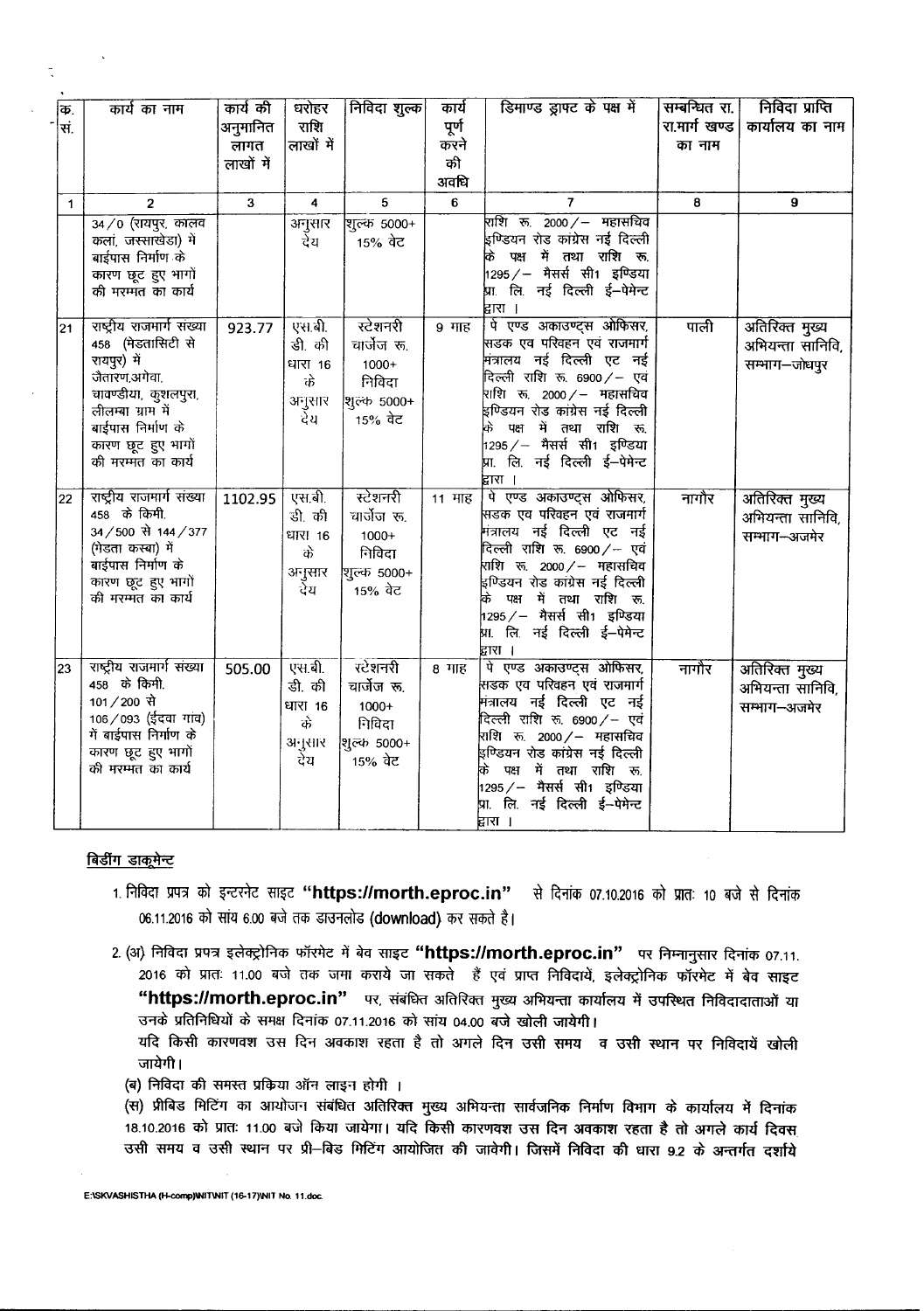| क्र. सं. | कार्य का नाम | कार्य की अनुमानित लागत लाखों में | धरोहर राशि लाखों में | निविदा शुल्क | कार्य पूर्ण करने की अवधि | डिमाण्ड ड्राफ्ट के पक्ष में | सम्बन्धित रा. रा.मार्ग खण्ड का नाम | निविदा प्राप्ति कार्यालय का नाम |
|---|---|---|---|---|---|---|---|---|
| 1 | 2 | 3 | 4 | 5 | 6 | 7 | 8 | 9 |
| | 34/0 (रायपुर, कालव कलां, जस्साखेड़ा) मे बाईपास निर्माण के कारण छूट हुए भागों की मरम्मत का कार्य | | अनुसार देय | शुल्क 5000+ 15% वेट | | राशि रू. 2000/– महासचिव इण्डियन रोड कांग्रेस नई दिल्ली के पक्ष में तथा राशि रू. 1295/– मैसर्स सी1 इण्डिया प्रा. लि. नई दिल्ली ई–पेमेन्ट द्वारा। | | |
| 21 | राष्ट्रीय राजमार्ग संख्या 458 (मेडतासिटी से रायपुर) में जैतारण,अगेवा, चावण्डीया, कुशलपुरा, लीलम्बा ग्राम में बाईपास निर्माण के कारण छूट हुए भागों की मरम्मत का कार्य | 923.77 | एस.बी. डी. की धारा 16 के अनुसार देय | स्टेशनरी चार्जेज रू. 1000+ निविदा शुल्क 5000+ 15% वेट | 9 माह | पे एण्ड अकाउण्ट्स ओफिसर, सडक एव परिवहन एवं राजमार्ग मंत्रालय नई दिल्ली एट नई दिल्ली राशि रू. 6900/– एवं राशि रू. 2000/– महासचिव इण्डियन रोड कांग्रेस नई दिल्ली के पक्ष में तथा राशि रू. 1295/– मैसर्स सी1 इण्डिया प्रा. लि. नई दिल्ली ई–पेमेन्ट द्वारा। | पाली | अतिरिक्त मुख्य अभियन्ता सानिवि, सम्भाग–जोधपुर |
| 22 | राष्ट्रीय राजमार्ग संख्या 458 के किमी. 34/500 से 144/377 (मेडता कस्बा) में बाईपास निर्माण के कारण छूट हुए भागों की मरम्मत का कार्य | 1102.95 | एस.बी. डी. की धारा 16 के अनुसार देय | स्टेशनरी चार्जेज रू. 1000+ निविदा शुल्क 5000+ 15% वेट | 11 माह | पे एण्ड अकाउण्ट्स ओफिसर, सडक एव परिवहन एवं राजमार्ग मंत्रालय नई दिल्ली एट नई दिल्ली राशि रू. 6900/– एवं राशि रू. 2000/– महासचिव इण्डियन रोड कांग्रेस नई दिल्ली के पक्ष में तथा राशि रू. 1295/– मैसर्स सी1 इण्डिया प्रा. लि. नई दिल्ली ई–पेमेन्ट द्वारा। | नागौर | अतिरिक्त मुख्य अभियन्ता सानिवि, सम्भाग–अजमेर |
| 23 | राष्ट्रीय राजमार्ग संख्या 458 के किमी. 101/200 से 106/093 (ईदवा गांव) में बाईपास निर्माण के कारण छूट हुए भागों की मरम्मत का कार्य | 505.00 | एस.बी. डी. की धारा 16 के अनुसार देय | स्टेशनरी चार्जेज रू. 1000+ निविदा शुल्क 5000+ 15% वेट | 8 माह | पे एण्ड अकाउण्ट्स ओफिसर, सडक एव परिवहन एवं राजमार्ग मंत्रालय नई दिल्ली एट नई दिल्ली राशि रू. 6900/– एवं राशि रू. 2000/– महासचिव इण्डियन रोड कांग्रेस नई दिल्ली के पक्ष में तथा राशि रू. 1295/– मैसर्स सी1 इण्डिया प्रा. लि. नई दिल्ली ई–पेमेन्ट द्वारा। | नागौर | अतिरिक्त मुख्य अभियन्ता सानिवि, सम्भाग–अजमेर |

**बिडींग डाकूमेन्ट**

1. निविदा प्रपत्र को इन्टरनेट साइट **"https://morth.eproc.in"** से दिनांक 07.10.2016 को प्रातः 10 बजे से दिनांक 06.11.2016 को सांय 6.00 बजे तक डाउनलोड **(download)** कर सकते है।

2. (अ) निविदा प्रपत्र इलेक्ट्रोनिक फॉरमेट में बेव साइट **"https://morth.eproc.in"** पर निम्नानुसार दिनांक 07.11.2016 को प्रातः 11.00 बजे तक जमा कराये जा सकते हैं एवं प्राप्त निविदायें, इलेक्ट्रोनिक फॉरमेट में बेव साइट **"https://morth.eproc.in"** पर, संबंधित अतिरिक्त मुख्य अभियन्ता कार्यालय में उपस्थित निविदादाताओं या उनके प्रतिनिधियों के समक्ष दिनांक 07.11.2016 को सांय 04.00 बजे खोली जायेगी।
यदि किसी कारणवश उस दिन अवकाश रहता है तो अगले दिन उसी समय व उसी स्थान पर निविदायें खोली जायेगी।

(ब) निविदा की समस्त प्रक्रिया ऑन लाइन होगी ।

(स) प्रीबिड मिटिंग का आयोजन संबंधित अतिरिक्त मुख्य अभियन्ता सार्वजनिक निर्माण विभाग के कार्यालय में दिनांक 18.10.2016 को प्रातः 11.00 बजे किया जायेगा। यदि किसी कारणवश उस दिन अवकाश रहता है तो अगले कार्य दिवस उसी समय व उसी स्थान पर प्री–बिड मिटिंग आयोजित की जावेगी। जिसमें निविदा की धारा 9.2 के अन्तर्गत दर्शाये

E:\SKVASHISTHA (H-comp)\NIT\NIT (16-17)\NIT No. 11.doc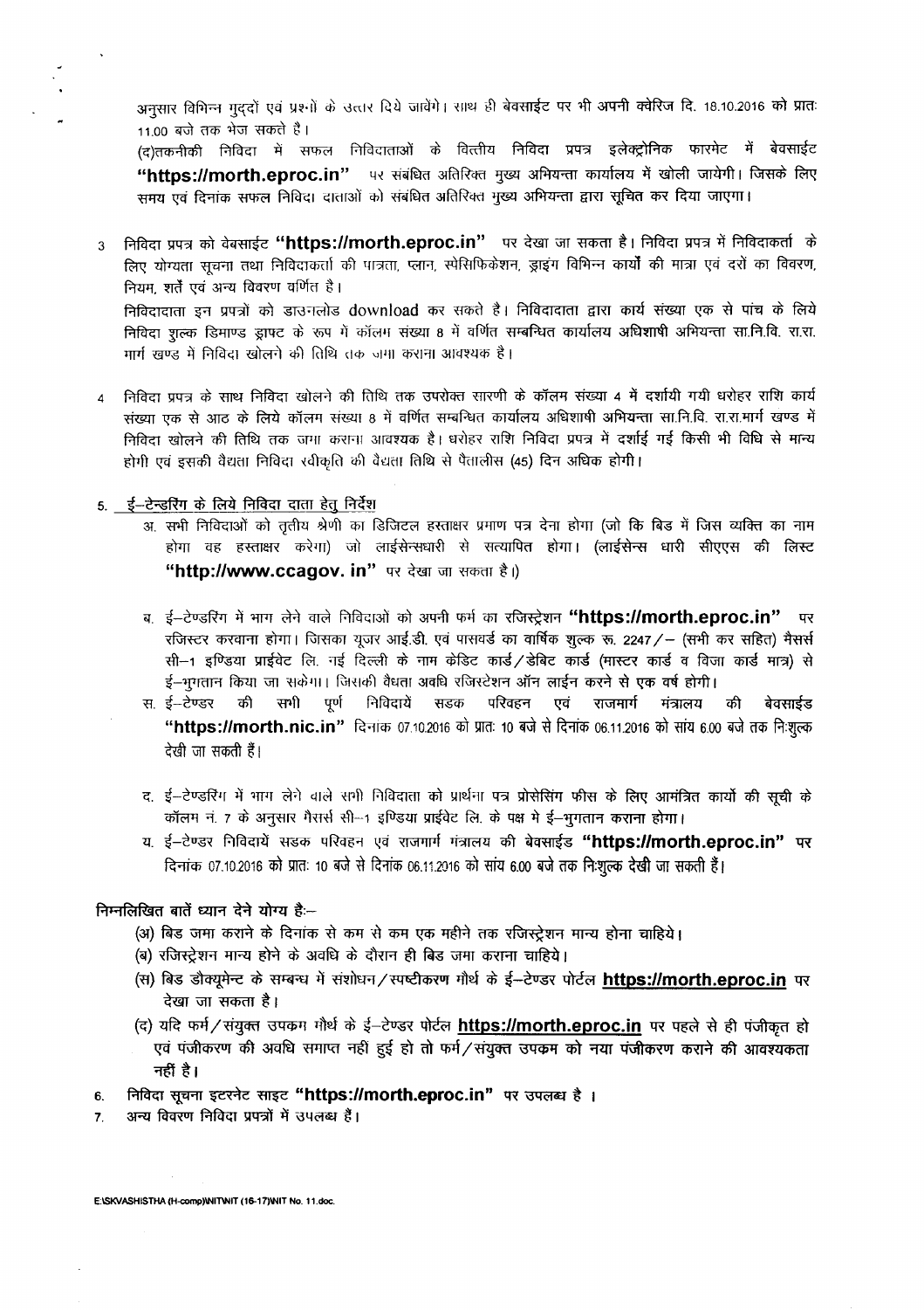अनुसार विभिन्न मुद्दों एवं प्रश्नों के उत्तर दिये जावेंगे। साथ ही बेवसाईट पर भी अपनी क्वेरिज दि. 18.10.2016 को प्रातः 11.00 बजे तक भेज सकते है।

(द)तकनीकी निविदा में सफल निविदाताओं के वित्तीय निविदा प्रपत्र इलेक्ट्रोनिक फारमेट में बेवसाईट **"https://morth.eproc.in"** पर संबंधित अतिरिक्त मुख्य अभियन्ता कार्यालय में खोली जायेगी। जिसके लिए समय एवं दिनांक सफल निविदा दाताओं को संबंधित अतिरिक्त मुख्य अभियन्ता द्वारा सूचित कर दिया जाएगा।

3. निविदा प्रपत्र को वेबसाईट **"https://morth.eproc.in"** पर देखा जा सकता है। निविदा प्रपत्र में निविदाकर्ता के लिए योग्यता सूचना तथा निविदाकर्ता की पात्रता, प्लान, स्पेसिफिकेशन, ड्राइंग विभिन्न कार्यों की मात्रा एवं दरों का विवरण, नियम, शर्तें एवं अन्य विवरण वर्णित है।

   निविदादाता इन प्रपत्रों को डाउनलोड download कर सकते है। निविदादाता द्वारा कार्य संख्या एक से पांच के लिये निविदा शुल्क डिमाण्ड ड्राफ्ट के रूप में कॉलम संख्या 8 में वर्णित सम्बन्धित कार्यालय अधिशाषी अभियन्ता सा.नि.वि. रा.रा. मार्ग खण्ड में निविदा खोलने की तिथि तक जमा कराना आवश्यक है।

4. निविदा प्रपत्र के साथ निविदा खोलने की तिथि तक उपरोक्त सारणी के कॉलम संख्या 4 में दर्शायी गयी धरोहर राशि कार्य संख्या एक से आठ के लिये कॉलम संख्या 8 में वर्णित सम्बन्धित कार्यालय अधिशाषी अभियन्ता सा.नि.वि. रा.रा.मार्ग खण्ड में निविदा खोलने की तिथि तक जमा कराना आवश्यक है। धरोहर राशि निविदा प्रपत्र में दर्शाई गई किसी भी विधि से मान्य होगी एवं इसकी वैधता निविदा स्वीकृति की वैधता तिथि से पैंतालीस (45) दिन अधिक होगी।

5. <u>ई–टेन्डरिंग के लिये निविदा दाता हेतु निर्देश</u>

   अ. सभी निविदाओं को तृतीय श्रेणी का डिजिटल हस्ताक्षर प्रमाण पत्र देना होगा (जो कि बिड में जिस व्यक्ति का नाम होगा वह हस्ताक्षर करेगा) जो लाईसेन्सधारी से सत्यापित होगा। (लाईसेन्स धारी सीएएस की लिस्ट **"http://www.ccagov. in"** पर देखा जा सकता है।)

   ब. ई–टेण्डरिंग में भाग लेने वाले निविदाओं को अपनी फर्म का रजिस्ट्रेशन **"https://morth.eproc.in"** पर रजिस्टर करवाना होगा। जिसका यूजर आई.डी. एवं पासवर्ड का वार्षिक शुल्क रू. 2247/– (सभी कर सहित) मैसर्स सी–1 इण्डिया प्राईवेट लि. नई दिल्ली के नाम केडिट कार्ड/डेबिट कार्ड (मास्टर कार्ड व विजा कार्ड मात्र) से ई–भुगतान किया जा सकेगा। जिसकी वैधता अवधि रजिस्टेशन ऑन लाईन करने से एक वर्ष होगी।

   स. ई–टेण्डर की सभी पूर्ण निविदायें सडक परिवहन एवं राजमार्ग मंत्रालय की बेवसाईड **"https://morth.nic.in"** दिनाक 07.10.2016 को प्रातः 10 बजे से दिनांक 06.11.2016 को सांय 6.00 बजे तक निःशुल्क देखी जा सकती हैं।

   द. ई–टेण्डरिंग में भाग लेने वाले सभी निविदाता को प्रार्थना पत्र प्रोसेसिंग फीस के लिए आमंत्रित कार्यो की सूची के कॉलम नं. 7 के अनुसार मैसर्स सी–1 इण्डिया प्राईवेट लि. के पक्ष मे ई–भुगतान कराना होगा।

   य. ई–टेण्डर निविदायें सडक परिवहन एवं राजमार्ग मंत्रालय की बेवसाईड **"https://morth.eproc.in"** पर दिनांक 07.10.2016 को प्रातः 10 बजे से दिनांक 06.11.2016 को सांय 6.00 बजे तक निःशुल्क देखी जा सकती हैं।

**निम्नलिखित बातें ध्यान देने योग्य हैः–**

(अ) बिड जमा कराने के दिनांक से कम से कम एक महीने तक रजिस्ट्रेशन मान्य होना चाहिये।

(ब) रजिस्ट्रेशन मान्य होने के अवधि के दौरान ही बिड जमा कराना चाहिये।

(स) बिड डौक्यूमेन्ट के सम्बन्ध में संशोधन/स्पष्टीकरण मौर्थ के ई–टेन्डर पोर्टल **https://morth.eproc.in** पर देखा जा सकता है।

(द) यदि फर्म/संयुक्त उपकम मौर्थ के ई–टेण्डर पोर्टल **https://morth.eproc.in** पर पहले से ही पंजीकृत हो एवं पंजीकरण की अवधि समाप्त नहीं हुई हो तो फर्म/संयुक्त उपकम को नया पंजीकरण कराने की आवश्यकता नहीं है।

6. निविदा सूचना इटरनेट साइट **"https://morth.eproc.in"** पर उपलब्ध है ।
7. अन्य विवरण निविदा प्रपत्रों में उपलब्ध हैं।

E:\SKVASHISTHA (H-comp)\NIT\NIT (16-17)\NIT No. 11.doc.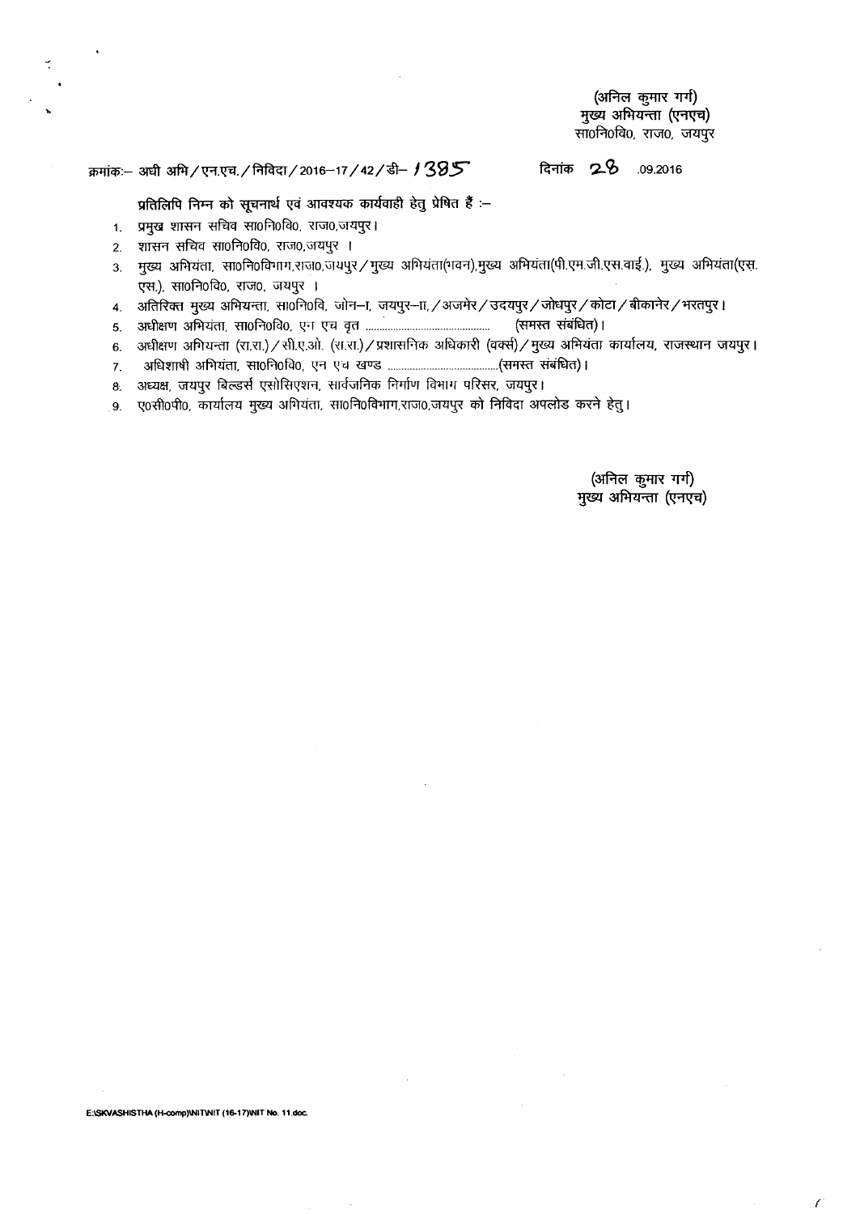(अनिल कुमार गर्ग)
मुख्य अभियन्ता (एनएच)
सा0नि0वि0, राज0, जयपुर

क्रमांकः– अधी अभि / एन.एच. / निविदा / 2016–17 / 42 / डी– 1385                    दिनांक 28 .09.2016

प्रतिलिपि निम्न को सूचनार्थ एवं आवश्यक कार्यवाही हेतु प्रेषित हैं :–

1. प्रमुख शासन सचिव सा0नि0वि0, राज0,जयपुर।
2. शासन सचिव सा0नि0वि0, राज0,जयपुर ।
3. मुख्य अभियंता, सा0नि0विभाग,राज0,जयपुर / मुख्य अभियंता(भवन),मुख्य अभियंता(पी.एम.जी.एस.वाई.), मुख्य अभियंता(एस.एस.), सा0नि0वि0, राज0, जयपुर ।
4. अतिरिक्त मुख्य अभियन्ता, सा0नि0वि, जोन–I, जयपुर–II, / अजमेर / उदयपुर / जोधपुर / कोटा / बीकानेर / भरतपुर।
5. अधीक्षण अभियंता, सा0नि0वि0, एन एच वृत .............................................. (समस्त संबंधित)।
6. अधीक्षण अभियन्ता (रा.रा.) / सी.ए.ओ. (रा.रा.) / प्रशासनिक अधिकारी (वर्क्स) / मुख्य अभियंता कार्यालय, राजस्थान जयपुर।
7. अधिशाषी अभियंता, सा0नि0वि0, एन एच खण्ड ........................................(समस्त संबंधित)।
8. अध्यक्ष, जयपुर बिल्डर्स एसोसिएशन, सार्वजनिक निर्माण विभाग परिसर, जयपुर।
9. ए0सी0पी0, कार्यालय मुख्य अभियंता, सा0नि0विभाग,राज0,जयपुर को निविदा अपलोड करने हेतु।

(अनिल कुमार गर्ग)
मुख्य अभियन्ता (एनएच)

E:\SKVASHISTHA (H-comp)\NIT\NIT (16-17)\NIT No. 11.doc.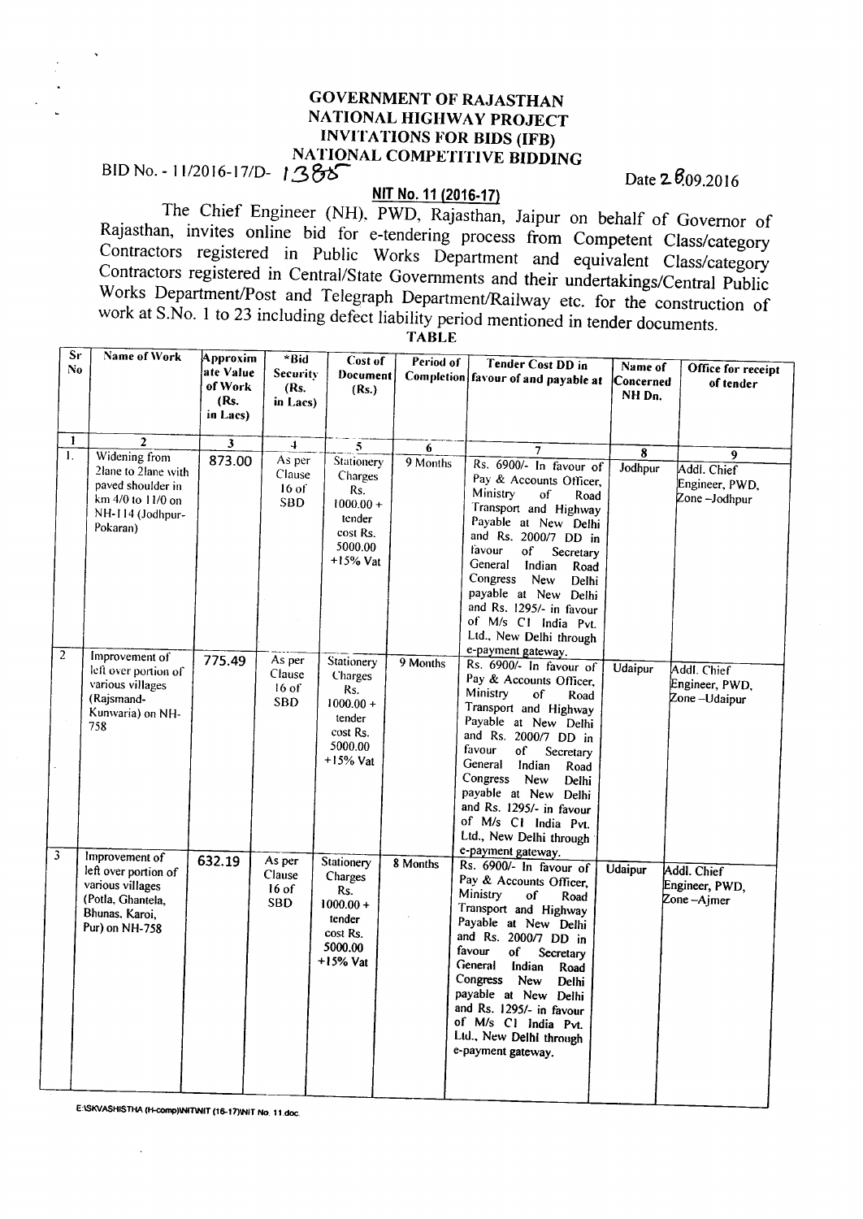# GOVERNMENT OF RAJASTHAN
# NATIONAL HIGHWAY PROJECT
## INVITATIONS FOR BIDS (IFB)
## NATIONAL COMPETITIVE BIDDING

BID No. - 11/2016-17/D- 1388 Date 28.09.2016

**NIT No. 11 (2016-17)**

The Chief Engineer (NH), PWD, Rajasthan, Jaipur on behalf of Governor of Rajasthan, invites online bid for e-tendering process from Competent Class/category Contractors registered in Public Works Department and equivalent Class/category Contractors registered in Central/State Governments and their undertakings/Central Public Works Department/Post and Telegraph Department/Railway etc. for the construction of work at S.No. 1 to 23 including defect liability period mentioned in tender documents.

**TABLE**

| Sr No | Name of Work | Approximate Value of Work (Rs. in Lacs) | *Bid Security (Rs. in Lacs) | Cost of Document (Rs.) | Period of Completion | Tender Cost DD in favour of and payable at | Name of Concerned NH Dn. | Office for receipt of tender |
|---|---|---|---|---|---|---|---|---|
| 1 | 2 | 3 | 4 | 5 | 6 | 7 | 8 | 9 |
| 1. | Widening from 2lane to 2lane with paved shoulder in km 4/0 to 11/0 on NH-114 (Jodhpur-Pokaran) | 873.00 | As per Clause 16 of SBD | Stationery Charges Rs. 1000.00 + tender cost Rs. 5000.00 +15% Vat | 9 Months | Rs. 6900/- In favour of Pay & Accounts Officer, Ministry of Road Transport and Highway Payable at New Delhi and Rs. 2000/7 DD in favour of Secretary General Indian Road Congress New Delhi payable at New Delhi and Rs. 1295/- in favour of M/s C1 India Pvt. Ltd., New Delhi through e-payment gateway. | Jodhpur | Addl. Chief Engineer, PWD, Zone –Jodhpur |
| 2 | Improvement of left over portion of various villages (Rajsmand-Kunwaria) on NH-758 | 775.49 | As per Clause 16 of SBD | Stationery Charges Rs. 1000.00 + tender cost Rs. 5000.00 +15% Vat | 9 Months | Rs. 6900/- In favour of Pay & Accounts Officer, Ministry of Road Transport and Highway Payable at New Delhi and Rs. 2000/7 DD in favour of Secretary General Indian Road Congress New Delhi payable at New Delhi and Rs. 1295/- in favour of M/s C1 India Pvt. Ltd., New Delhi through e-payment gateway. | Udaipur | Addl. Chief Engineer, PWD, Zone –Udaipur |
| 3 | Improvement of left over portion of various villages (Potla, Ghantela, Bhunas, Karoi, Pur) on NH-758 | 632.19 | As per Clause 16 of SBD | Stationery Charges Rs. 1000.00 + tender cost Rs. 5000.00 +15% Vat | 8 Months | Rs. 6900/- In favour of Pay & Accounts Officer, Ministry of Road Transport and Highway Payable at New Delhi and Rs. 2000/7 DD in favour of Secretary General Indian Road Congress New Delhi payable at New Delhi and Rs. 1295/- in favour of M/s C1 India Pvt. Ltd., New Delhi through e-payment gateway. | Udaipur | Addl. Chief Engineer, PWD, Zone –Ajmer |

E:\SKVASHISTHA (H-comp)\NIT\NIT (16-17)\NIT No. 11.doc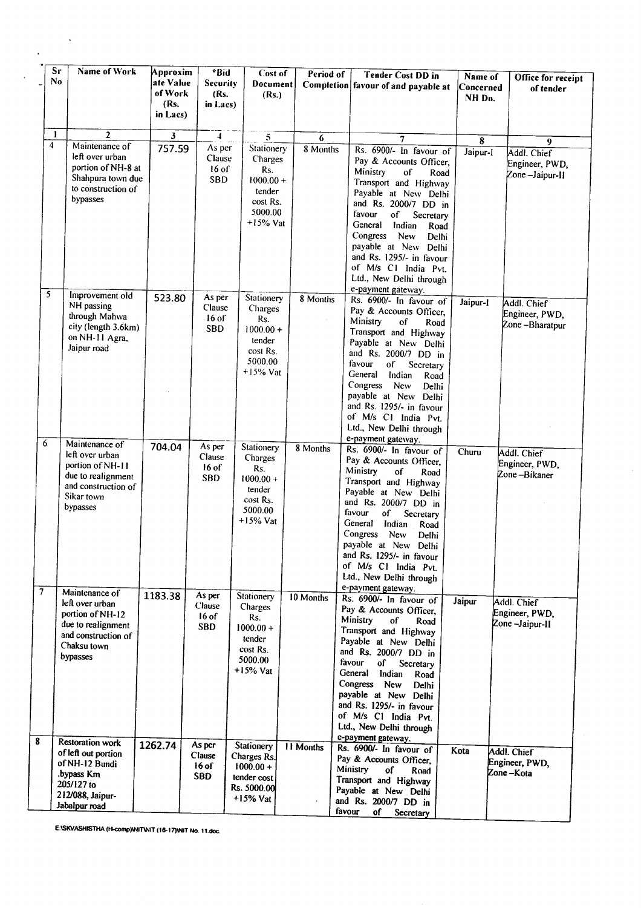| Sr No | Name of Work | Approximate Value of Work (Rs. in Lacs) | *Bid Security (Rs. in Lacs) | Cost of Document (Rs.) | Period of Completion | Tender Cost DD in favour of and payable at | Name of Concerned NH Dn. | Office for receipt of tender |
|---|---|---|---|---|---|---|---|---|
| 1 | 2 | 3 | 4 | 5 | 6 | 7 | 8 | 9 |
| 4 | Maintenance of left over urban portion of NH-8 at Shahpura town due to construction of bypasses | 757.59 | As per Clause 16 of SBD | Stationery Charges Rs. 1000.00 + tender cost Rs. 5000.00 +15% Vat | 8 Months | Rs. 6900/- In favour of Pay & Accounts Officer, Ministry of Road Transport and Highway Payable at New Delhi and Rs. 2000/7 DD in favour of Secretary General Indian Road Congress New Delhi payable at New Delhi and Rs. 1295/- in favour of M/s C1 India Pvt. Ltd., New Delhi through e-payment gateway. | Jaipur-I | Addl. Chief Engineer, PWD, Zone –Jaipur-II |
| 5 | Improvement old NH passing through Mahwa city (length 3.6km) on NH-11 Agra, Jaipur road | 523.80 | As per Clause 16 of SBD | Stationery Charges Rs. 1000.00 + tender cost Rs. 5000.00 +15% Vat | 8 Months | Rs. 6900/- In favour of Pay & Accounts Officer, Ministry of Road Transport and Highway Payable at New Delhi and Rs. 2000/7 DD in favour of Secretary General Indian Road Congress New Delhi payable at New Delhi and Rs. 1295/- in favour of M/s C1 India Pvt. Ltd., New Delhi through e-payment gateway. | Jaipur-I | Addl. Chief Engineer, PWD, Zone –Bharatpur |
| 6 | Maintenance of left over urban portion of NH-11 due to realignment and construction of Sikar town bypasses | 704.04 | As per Clause 16 of SBD | Stationery Charges Rs. 1000.00 + tender cost Rs. 5000.00 +15% Vat | 8 Months | Rs. 6900/- In favour of Pay & Accounts Officer, Ministry of Road Transport and Highway Payable at New Delhi and Rs. 2000/7 DD in favour of Secretary General Indian Road Congress New Delhi payable at New Delhi and Rs. 1295/- in favour of M/s C1 India Pvt. Ltd., New Delhi through e-payment gateway. | Churu | Addl. Chief Engineer, PWD, Zone –Bikaner |
| 7 | Maintenance of left over urban portion of NH-12 due to realignment and construction of Chaksu town bypasses | 1183.38 | As per Clause 16 of SBD | Stationery Charges Rs. 1000.00 + tender cost Rs. 5000.00 +15% Vat | 10 Months | Rs. 6900/- In favour of Pay & Accounts Officer, Ministry of Road Transport and Highway Payable at New Delhi and Rs. 2000/7 DD in favour of Secretary General Indian Road Congress New Delhi payable at New Delhi and Rs. 1295/- in favour of M/s C1 India Pvt. Ltd., New Delhi through e-payment gateway. | Jaipur | Addl. Chief Engineer, PWD, Zone –Jaipur-II |
| 8 | Restoration work of left out portion of NH-12 Bundi .bypass Km 205/127 to 212/088, Jaipur-Jabalpur road | 1262.74 | As per Clause 16 of SBD | Stationery Charges Rs. 1000.00 + tender cost Rs. 5000.00 +15% Vat | 11 Months | Rs. 6900/- In favour of Pay & Accounts Officer, Ministry of Road Transport and Highway Payable at New Delhi and Rs. 2000/7 DD in favour of Secretary | Kota | Addl. Chief Engineer, PWD, Zone –Kota |

E:\SKVASHISTHA (H-comp)\NIT\NIT (16-17)\NIT No. 11.doc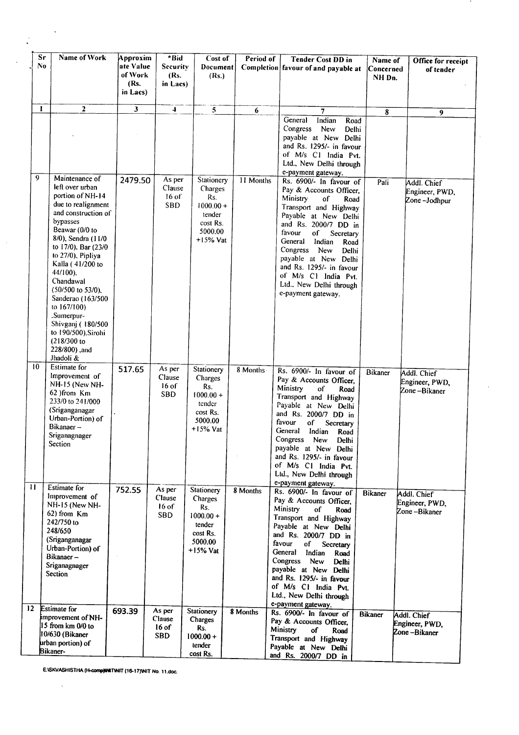| Sr No | Name of Work | Approximate Value of Work (Rs. in Lacs) | *Bid Security (Rs. in Lacs) | Cost of Document (Rs.) | Period of Completion | Tender Cost DD in favour of and payable at | Name of Concerned NH Dn. | Office for receipt of tender |
|---|---|---|---|---|---|---|---|---|
| 1 | 2 | 3 | 4 | 5 | 6 | 7 | 8 | 9 |
| | | | | | | General Indian Road Congress New Delhi payable at New Delhi and Rs. 1295/- in favour of M/s C1 India Pvt. Ltd., New Delhi through e-payment gateway. | | |
| 9 | Maintenance of left over urban portion of NH-14 due to realignment and construction of bypasses Beawar (0/0 to 8/0), Sendra (11/0 to 17/0), Bar (23/0 to 27/0), Pipliya Kalla (41/200 to 44/100), Chandawal (50/500 to 53/0), Sanderao (163/500 to 167/100) ,Sumerpur-Shivganj (180/500 to 190/500),Sirohi (218/300 to 228/800) ,and Jhadoli & | 2479.50 | As per Clause 16 of SBD | Stationery Charges Rs. 1000.00 + tender cost Rs. 5000.00 +15% Vat | 11 Months | Rs. 6900/- In favour of Pay & Accounts Officer, Ministry of Road Transport and Highway Payable at New Delhi and Rs. 2000/7 DD in favour of Secretary General Indian Road Congress New Delhi payable at New Delhi and Rs. 1295/- in favour of M/s C1 India Pvt. Ltd., New Delhi through e-payment gateway. | Pali | Addl. Chief Engineer, PWD, Zone –Jodhpur |
| 10 | Estimate for Improvement of NH-15 (New NH-62 )from Km 233/0 to 241/000 (Sriganganagar Urban-Portion) of Bikanaer – Sriganagnager Section | 517.65 | As per Clause 16 of SBD | Stationery Charges Rs. 1000.00 + tender cost Rs. 5000.00 +15% Vat | 8 Months | Rs. 6900/- In favour of Pay & Accounts Officer, Ministry of Road Transport and Highway Payable at New Delhi and Rs. 2000/7 DD in favour of Secretary General Indian Road Congress New Delhi payable at New Delhi and Rs. 1295/- in favour of M/s C1 India Pvt. Ltd., New Delhi through e-payment gateway. | Bikaner | Addl. Chief Engineer, PWD, Zone –Bikaner |
| 11 | Estimate for Improvement of NH-15 (New NH-62) from Km 242/750 to 248/650 (Sriganganagar Urban-Portion) of Bikanaer – Sriganagnager Section | 752.55 | As per Clause 16 of SBD | Stationery Charges Rs. 1000.00 + tender cost Rs. 5000.00 +15% Vat | 8 Months | Rs. 6900/- In favour of Pay & Accounts Officer, Ministry of Road Transport and Highway Payable at New Delhi and Rs. 2000/7 DD in favour of Secretary General Indian Road Congress New Delhi payable at New Delhi and Rs. 1295/- in favour of M/s C1 India Pvt. Ltd., New Delhi through e-payment gateway. | Bikaner | Addl. Chief Engineer, PWD, Zone –Bikaner |
| 12 | Estimate for improvement of NH-15 from km 0/0 to 10/630 (Bikaner urban portion) of Bikaner- | 693.39 | As per Clause 16 of SBD | Stationery Charges Rs. 1000.00 + tender cost Rs. | 8 Months | Rs. 6900/- In favour of Pay & Accounts Officer, Ministry of Road Transport and Highway Payable at New Delhi and Rs. 2000/7 DD in | Bikaner | Addl. Chief Engineer, PWD, Zone –Bikaner |

E:\SKVASHISTHA (H-comp)\NIT\NIT (16-17)\NIT No. 11.doc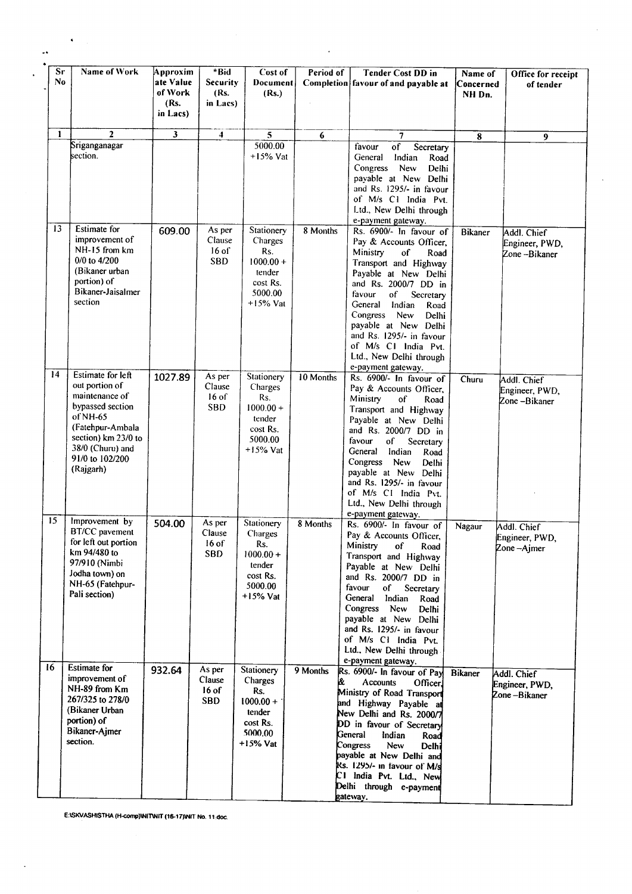| Sr No | Name of Work | Approximate Value of Work (Rs. in Lacs) | *Bid Security (Rs. in Lacs) | Cost of Document (Rs.) | Period of Completion | Tender Cost DD in favour of and payable at | Name of Concerned NH Dn. | Office for receipt of tender |
|---|---|---|---|---|---|---|---|---|
| 1 | 2 | 3 | 4 | 5 | 6 | 7 | 8 | 9 |
| | Sriganganagar section. | | | 5000.00 +15% Vat | | favour of Secretary General Indian Road Congress New Delhi payable at New Delhi and Rs. 1295/- in favour of M/s CI India Pvt. Ltd., New Delhi through e-payment gateway. | | |
| 13 | Estimate for improvement of NH-15 from km 0/0 to 4/200 (Bikaner urban portion) of Bikaner-Jaisalmer section | 609.00 | As per Clause 16 of SBD | Stationery Charges Rs. 1000.00 + tender cost Rs. 5000.00 +15% Vat | 8 Months | Rs. 6900/- In favour of Pay & Accounts Officer, Ministry of Road Transport and Highway Payable at New Delhi and Rs. 2000/7 DD in favour of Secretary General Indian Road Congress New Delhi payable at New Delhi and Rs. 1295/- in favour of M/s CI India Pvt. Ltd., New Delhi through e-payment gateway. | Bikaner | Addl. Chief Engineer, PWD, Zone –Bikaner |
| 14 | Estimate for left out portion of maintenance of bypassed section of NH-65 (Fatehpur-Ambala section) km 23/0 to 38/0 (Churu) and 91/0 to 102/200 (Rajgarh) | 1027.89 | As per Clause 16 of SBD | Stationery Charges Rs. 1000.00 + tender cost Rs. 5000.00 +15% Vat | 10 Months | Rs. 6900/- In favour of Pay & Accounts Officer, Ministry of Road Transport and Highway Payable at New Delhi and Rs. 2000/7 DD in favour of Secretary General Indian Road Congress New Delhi payable at New Delhi and Rs. 1295/- in favour of M/s CI India Pvt. Ltd., New Delhi through e-payment gateway. | Churu | Addl. Chief Engineer, PWD, Zone –Bikaner |
| 15 | Improvement by BT/CC pavement for left out portion km 94/480 to 97/910 (Nimbi Jodha town) on NH-65 (Fatehpur-Pali section) | 504.00 | As per Clause 16 of SBD | Stationery Charges Rs. 1000.00 + tender cost Rs. 5000.00 +15% Vat | 8 Months | Rs. 6900/- In favour of Pay & Accounts Officer, Ministry of Road Transport and Highway Payable at New Delhi and Rs. 2000/7 DD in favour of Secretary General Indian Road Congress New Delhi payable at New Delhi and Rs. 1295/- in favour of M/s CI India Pvt. Ltd., New Delhi through e-payment gateway. | Nagaur | Addl. Chief Engineer, PWD, Zone –Ajmer |
| 16 | Estimate for improvement of NH-89 from Km 267/325 to 278/0 (Bikaner Urban portion) of Bikaner-Ajmer section. | 932.64 | As per Clause 16 of SBD | Stationery Charges Rs. 1000.00 + tender cost Rs. 5000.00 +15% Vat | 9 Months | Rs. 6900/- In favour of Pay & Accounts Officer, Ministry of Road Transport and Highway Payable at New Delhi and Rs. 2000/7 DD in favour of Secretary General Indian Road Congress New Delhi payable at New Delhi and Rs. 1295/- in favour of M/s CI India Pvt. Ltd., New Delhi through e-payment gateway. | Bikaner | Addl. Chief Engineer, PWD, Zone –Bikaner |

E:\SKVASHISTHA (H-comp)\NIT\NIT (16-17)\NIT No. 11.doc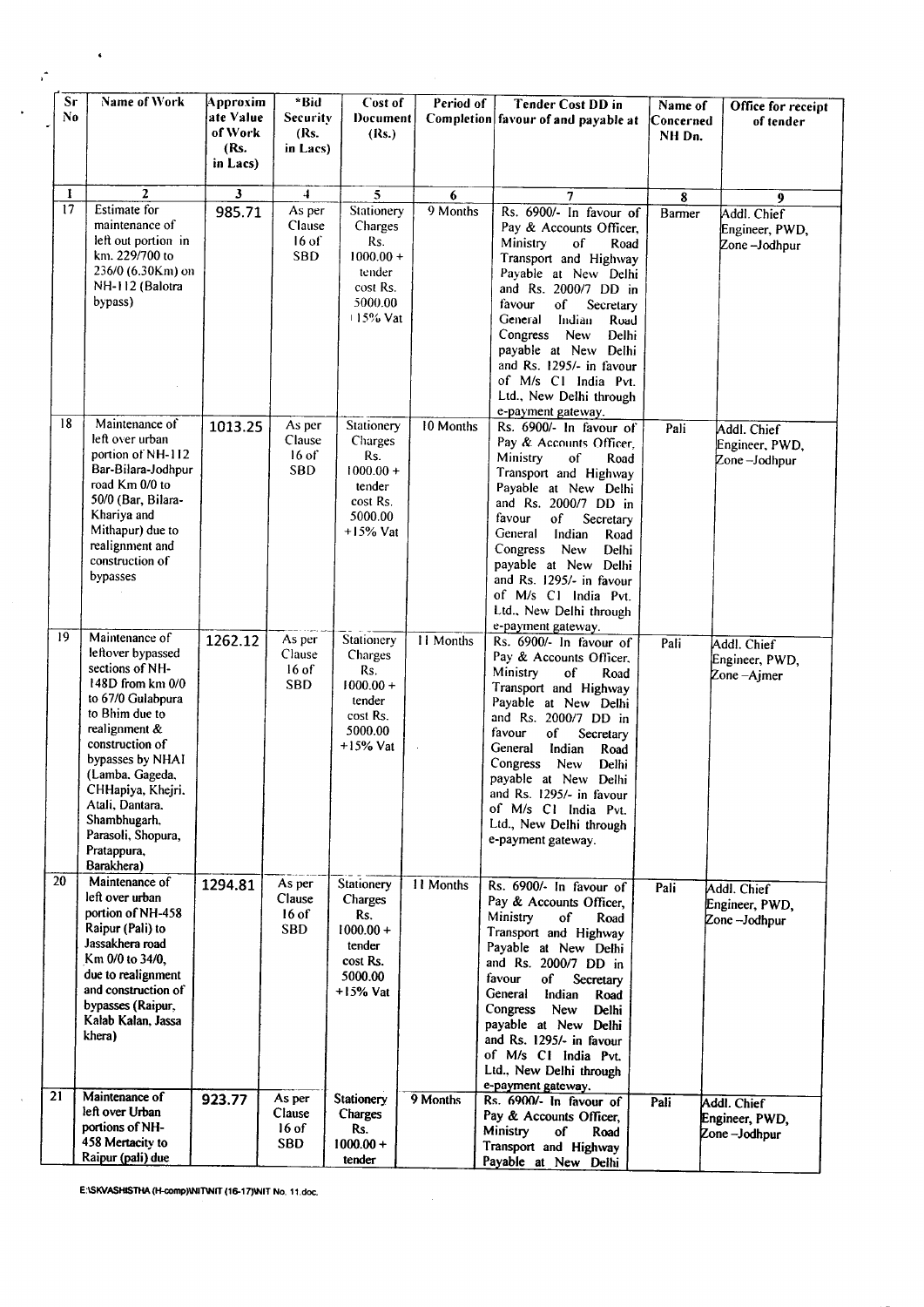| Sr No | Name of Work | Approximate Value of Work (Rs. in Lacs) | *Bid Security (Rs. in Lacs) | Cost of Document (Rs.) | Period of Completion | Tender Cost DD in favour of and payable at | Name of Concerned NH Dn. | Office for receipt of tender |
|---|---|---|---|---|---|---|---|---|
| 1 | 2 | 3 | 4 | 5 | 6 | 7 | 8 | 9 |
| 17 | Estimate for maintenance of left out portion in km. 229/700 to 236/0 (6.30Km) on NH-112 (Balotra bypass) | 985.71 | As per Clause 16 of SBD | Stationery Charges Rs. 1000.00 + tender cost Rs. 5000.00 +15% Vat | 9 Months | Rs. 6900/- In favour of Pay & Accounts Officer, Ministry of Road Transport and Highway Payable at New Delhi and Rs. 2000/? DD in favour of Secretary General Indian Road Congress New Delhi payable at New Delhi and Rs. 1295/- in favour of M/s C1 India Pvt. Ltd., New Delhi through e-payment gateway. | Barmer | Addl. Chief Engineer, PWD, Zone –Jodhpur |
| 18 | Maintenance of left over urban portion of NH-112 Bar-Bilara-Jodhpur road Km 0/0 to 50/0 (Bar, Bilara-Khariya and Mithapur) due to realignment and construction of bypasses | 1013.25 | As per Clause 16 of SBD | Stationery Charges Rs. 1000.00 + tender cost Rs. 5000.00 +15% Vat | 10 Months | Rs. 6900/- In favour of Pay & Accounts Officer, Ministry of Road Transport and Highway Payable at New Delhi and Rs. 2000/? DD in favour of Secretary General Indian Road Congress New Delhi payable at New Delhi and Rs. 1295/- in favour of M/s C1 India Pvt. Ltd., New Delhi through e-payment gateway. | Pali | Addl. Chief Engineer, PWD, Zone –Jodhpur |
| 19 | Maintenance of leftover bypassed sections of NH-148D from km 0/0 to 67/0 Gulabpura to Bhim due to realignment & construction of bypasses by NHAI (Lamba, Gageda, CHHapiya, Khejri, Atali, Dantara, Shambhugarh, Parasoli, Shopura, Pratappura, Barakhera) | 1262.12 | As per Clause 16 of SBD | Stationery Charges Rs. 1000.00 + tender cost Rs. 5000.00 +15% Vat | 11 Months | Rs. 6900/- In favour of Pay & Accounts Officer, Ministry of Road Transport and Highway Payable at New Delhi and Rs. 2000/? DD in favour of Secretary General Indian Road Congress New Delhi payable at New Delhi and Rs. 1295/- in favour of M/s C1 India Pvt. Ltd., New Delhi through e-payment gateway. | Pali | Addl. Chief Engineer, PWD, Zone –Ajmer |
| 20 | Maintenance of left over urban portion of NH-458 Raipur (Pali) to Jassakhera road Km 0/0 to 34/0, due to realignment and construction of bypasses (Raipur, Kalab Kalan, Jassa khera) | 1294.81 | As per Clause 16 of SBD | Stationery Charges Rs. 1000.00 + tender cost Rs. 5000.00 +15% Vat | 11 Months | Rs. 6900/- In favour of Pay & Accounts Officer, Ministry of Road Transport and Highway Payable at New Delhi and Rs. 2000/? DD in favour of Secretary General Indian Road Congress New Delhi payable at New Delhi and Rs. 1295/- in favour of M/s C1 India Pvt. Ltd., New Delhi through e-payment gateway. | Pali | Addl. Chief Engineer, PWD, Zone –Jodhpur |
| 21 | Maintenance of left over Urban portions of NH-458 Mertacity to Raipur (pali) due | 923.77 | As per Clause 16 of SBD | Stationery Charges Rs. 1000.00 + tender | 9 Months | Rs. 6900/- In favour of Pay & Accounts Officer, Ministry of Road Transport and Highway Payable at New Delhi | Pali | Addl. Chief Engineer, PWD, Zone –Jodhpur |

E:\SKVASHISTHA (H-comp)\NIT\NIT (16-17)\NIT No. 11.doc.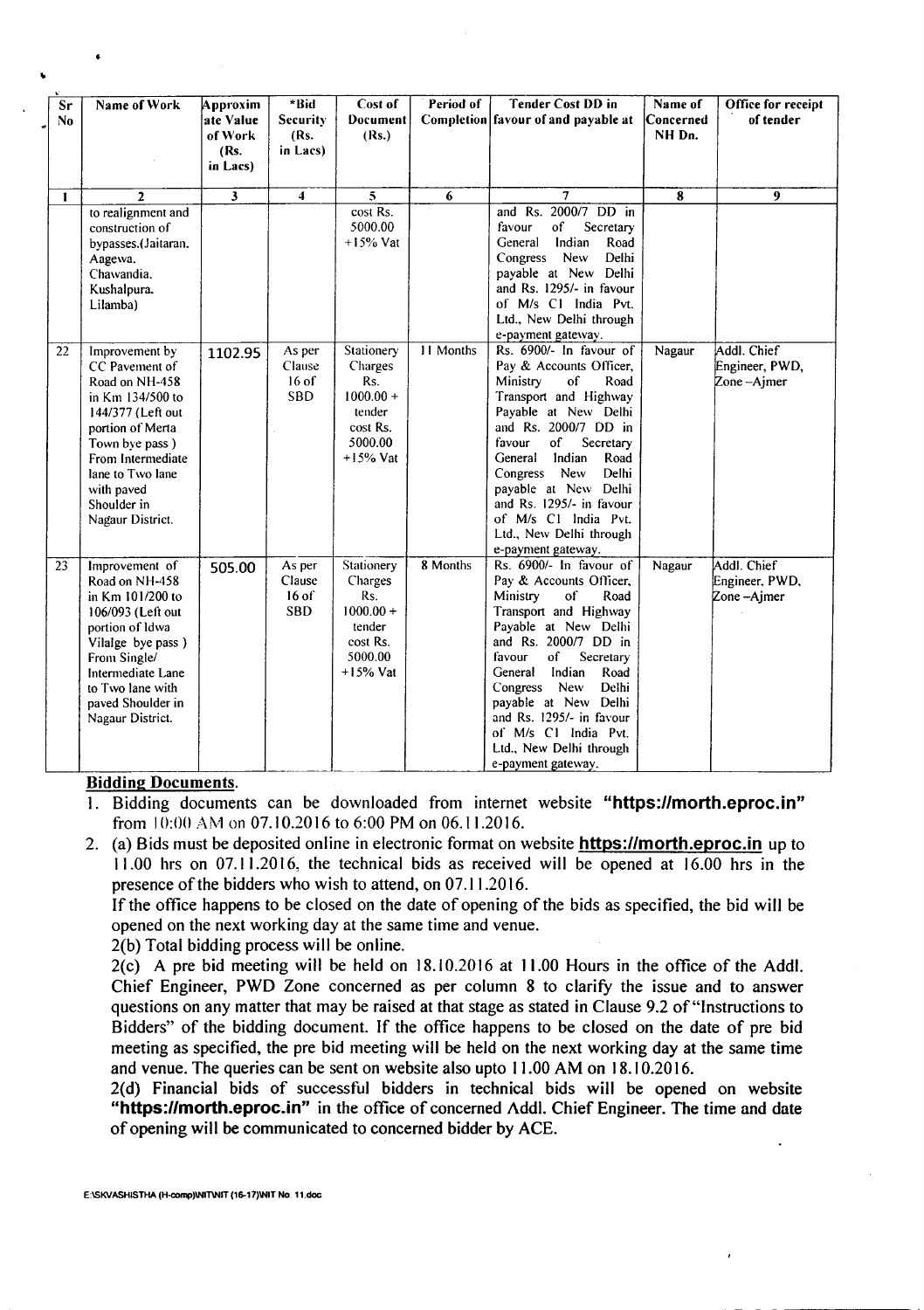| Sr No | Name of Work | Approximate Value of Work (Rs. in Lacs) | *Bid Security (Rs. in Lacs) | Cost of Document (Rs.) | Period of Completion | Tender Cost DD in favour of and payable at | Name of Concerned NH Dn. | Office for receipt of tender |
|---|---|---|---|---|---|---|---|---|
| 1 | 2 | 3 | 4 | 5 | 6 | 7 | 8 | 9 |
| | to realignment and construction of bypasses.(Jaitaran, Aagewa, Chawandia, Kushalpura, Lilamba) | | | cost Rs. 5000.00 +15% Vat | | and Rs. 2000/7 DD in favour of Secretary General Indian Road Congress New Delhi payable at New Delhi and Rs. 1295/- in favour of M/s C1 India Pvt. Ltd., New Delhi through e-payment gateway. | | |
| 22 | Improvement by CC Pavement of Road on NH-458 in Km 134/500 to 144/377 (Left out portion of Merta Town bye pass ) From Intermediate lane to Two lane with paved Shoulder in Nagaur District. | 1102.95 | As per Clause 16 of SBD | Stationery Charges Rs. 1000.00 + tender cost Rs. 5000.00 +15% Vat | 11 Months | Rs. 6900/- In favour of Pay & Accounts Officer, Ministry of Road Transport and Highway Payable at New Delhi and Rs. 2000/7 DD in favour of Secretary General Indian Road Congress New Delhi payable at New Delhi and Rs. 1295/- in favour of M/s C1 India Pvt. Ltd., New Delhi through e-payment gateway. | Nagaur | Addl. Chief Engineer, PWD, Zone –Ajmer |
| 23 | Improvement of Road on NH-458 in Km 101/200 to 106/093 (Left out portion of Idwa Vilalge bye pass ) From Single/ Intermediate Lane to Two lane with paved Shoulder in Nagaur District. | 505.00 | As per Clause 16 of SBD | Stationery Charges Rs. 1000.00 + tender cost Rs. 5000.00 +15% Vat | 8 Months | Rs. 6900/- In favour of Pay & Accounts Officer, Ministry of Road Transport and Highway Payable at New Delhi and Rs. 2000/7 DD in favour of Secretary General Indian Road Congress New Delhi payable at New Delhi and Rs. 1295/- in favour of M/s C1 India Pvt. Ltd., New Delhi through e-payment gateway. | Nagaur | Addl. Chief Engineer, PWD, Zone –Ajmer |

**Bidding Documents.**

1. Bidding documents can be downloaded from internet website **"https://morth.eproc.in"** from 10:00 AM on 07.10.2016 to 6:00 PM on 06.11.2016.
2. (a) Bids must be deposited online in electronic format on website **https://morth.eproc.in** up to 11.00 hrs on 07.11.2016, the technical bids as received will be opened at 16.00 hrs in the presence of the bidders who wish to attend, on 07.11.2016.

   If the office happens to be closed on the date of opening of the bids as specified, the bid will be opened on the next working day at the same time and venue.

   2(b) Total bidding process will be online.

   2(c) A pre bid meeting will be held on 18.10.2016 at 11.00 Hours in the office of the Addl. Chief Engineer, PWD Zone concerned as per column 8 to clarify the issue and to answer questions on any matter that may be raised at that stage as stated in Clause 9.2 of "Instructions to Bidders" of the bidding document. If the office happens to be closed on the date of pre bid meeting as specified, the pre bid meeting will be held on the next working day at the same time and venue. The queries can be sent on website also upto 11.00 AM on 18.10.2016.

   2(d) Financial bids of successful bidders in technical bids will be opened on website **"https://morth.eproc.in"** in the office of concerned Addl. Chief Engineer. The time and date of opening will be communicated to concerned bidder by ACE.

E:\SKVASHISTHA (H-comp)\NIT\NIT (16-17)\NIT No 11.doc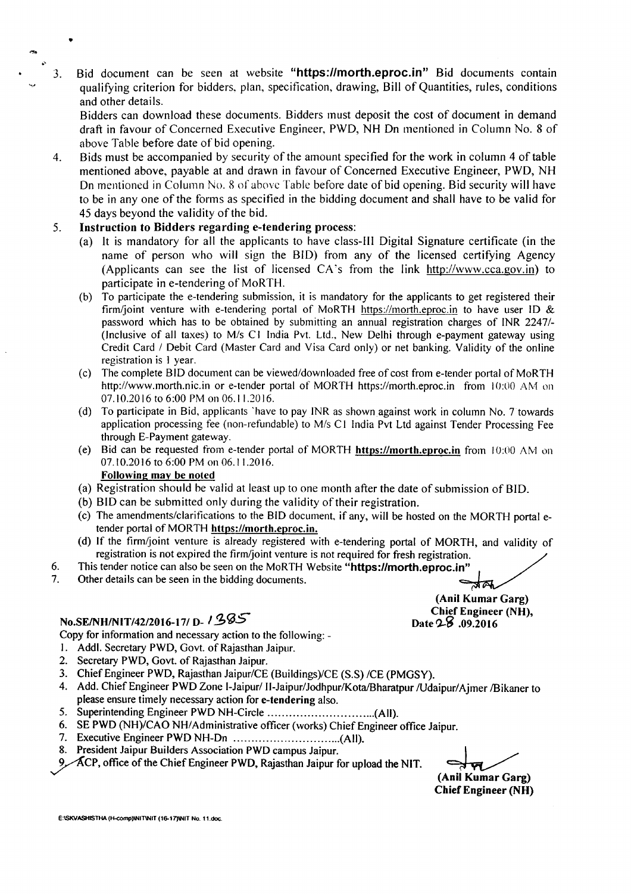3. Bid document can be seen at website **"https://morth.eproc.in"** Bid documents contain qualifying criterion for bidders, plan, specification, drawing, Bill of Quantities, rules, conditions and other details.

   Bidders can download these documents. Bidders must deposit the cost of document in demand draft in favour of Concerned Executive Engineer, PWD, NH Dn mentioned in Column No. 8 of above Table before date of bid opening.

4. Bids must be accompanied by security of the amount specified for the work in column 4 of table mentioned above, payable at and drawn in favour of Concerned Executive Engineer, PWD, NH Dn mentioned in Column No. 8 of above Table before date of bid opening. Bid security will have to be in any one of the forms as specified in the bidding document and shall have to be valid for 45 days beyond the validity of the bid.

5. **Instruction to Bidders regarding e-tendering process:**

   (a) It is mandatory for all the applicants to have class-III Digital Signature certificate (in the name of person who will sign the BID) from any of the licensed certifying Agency (Applicants can see the list of licensed CA's from the link http://www.cca.gov.in) to participate in e-tendering of MoRTH.

   (b) To participate the e-tendering submission, it is mandatory for the applicants to get registered their firm/joint venture with e-tendering portal of MoRTH https://morth.eproc.in to have user ID & password which has to be obtained by submitting an annual registration charges of INR 2247/- (Inclusive of all taxes) to M/s C1 India Pvt. Ltd., New Delhi through e-payment gateway using Credit Card / Debit Card (Master Card and Visa Card only) or net banking. Validity of the online registration is 1 year.

   (c) The complete BID document can be viewed/downloaded free of cost from e-tender portal of MoRTH http://www.morth.nic.in or e-tender portal of MORTH https://morth.eproc.in from 10:00 AM on 07.10.2016 to 6:00 PM on 06.11.2016.

   (d) To participate in Bid, applicants 'have to pay INR as shown against work in column No. 7 towards application processing fee (non-refundable) to M/s C1 India Pvt Ltd against Tender Processing Fee through E-Payment gateway.

   (e) Bid can be requested from e-tender portal of MORTH **https://morth.eproc.in** from 10:00 AM on 07.10.2016 to 6:00 PM on 06.11.2016.

   **Following may be noted**

   (a) Registration should be valid at least up to one month after the date of submission of BID.

   (b) BID can be submitted only during the validity of their registration.

   (c) The amendments/clarifications to the BID document, if any, will be hosted on the MORTH portal e-tender portal of MORTH **https://morth.eproc.in.**

   (d) If the firm/joint venture is already registered with e-tendering portal of MORTH, and validity of registration is not expired the firm/joint venture is not required for fresh registration.

6. This tender notice can also be seen on the MoRTH Website **"https://morth.eproc.in"**
7. Other details can be seen in the bidding documents.

**(Anil Kumar Garg)**
**Chief Engineer (NH),**
**Date 28 .09.2016**

**No.SE/NH/NIT/42/2016-17/ D- 1385**

Copy for information and necessary action to the following: -

1. Addl. Secretary PWD, Govt. of Rajasthan Jaipur.
2. Secretary PWD, Govt. of Rajasthan Jaipur.
3. Chief Engineer PWD, Rajasthan Jaipur/CE (Buildings)/CE (S.S) /CE (PMGSY).
4. Add. Chief Engineer PWD Zone I-Jaipur/ II-Jaipur/Jodhpur/Kota/Bharatpur /Udaipur/Ajmer /Bikaner to please ensure timely necessary action for **e-tendering** also.
5. Superintending Engineer PWD NH-Circle ................................(All).
6. SE PWD (NH)/CAO NH/Administrative officer (works) Chief Engineer office Jaipur.
7. Executive Engineer PWD NH-Dn ................................(All).
8. President Jaipur Builders Association PWD campus Jaipur.
9. ACP, office of the Chief Engineer PWD, Rajasthan Jaipur for upload the NIT.

**(Anil Kumar Garg)**
**Chief Engineer (NH)**

E:\SKVASHISTHA (H-comp)\NIT\NIT (16-17)\NIT No. 11.doc